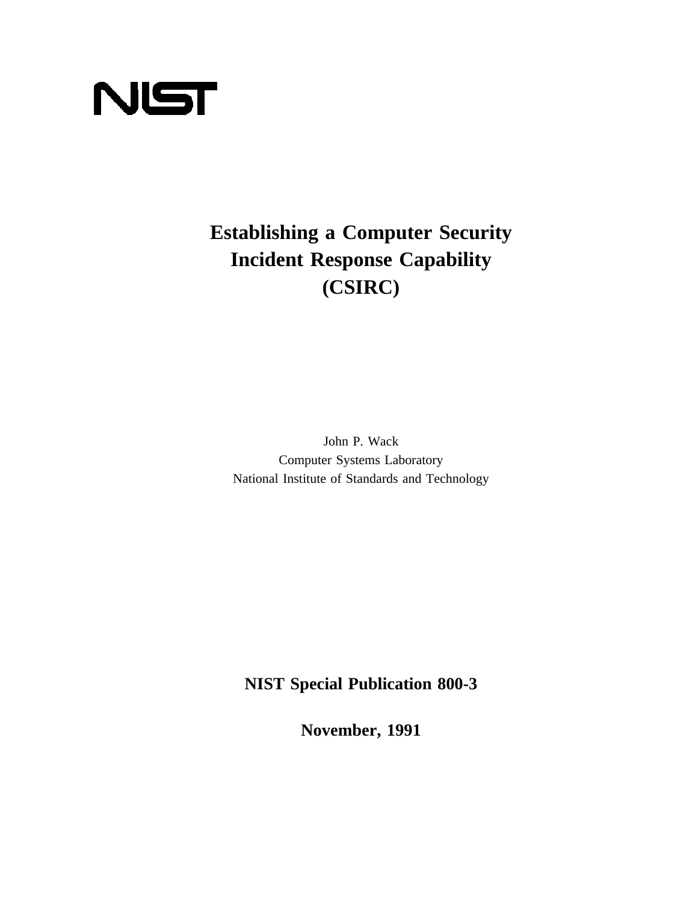NIST

# Establishing a Computer Security Incident Response Capability (CSIRC)

John P. Wack
Computer Systems Laboratory
National Institute of Standards and Technology

**NIST Special Publication 800-3**

**November, 1991**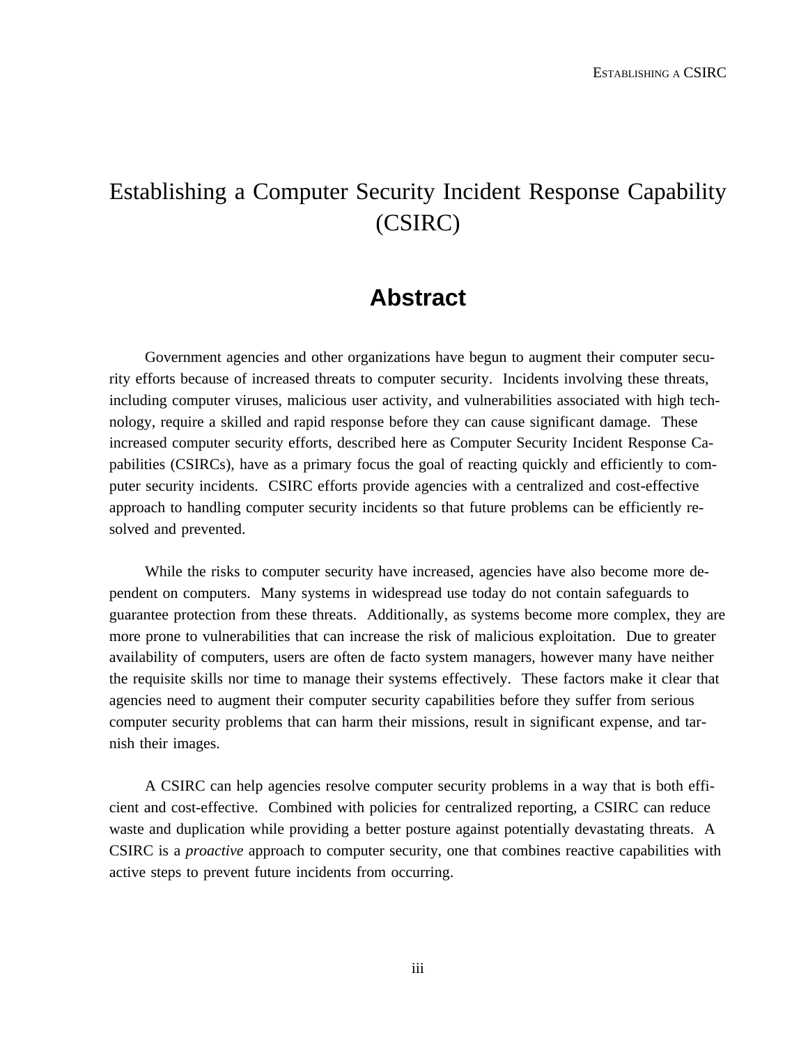# Establishing a Computer Security Incident Response Capability (CSIRC)

## Abstract

Government agencies and other organizations have begun to augment their computer security efforts because of increased threats to computer security. Incidents involving these threats, including computer viruses, malicious user activity, and vulnerabilities associated with high technology, require a skilled and rapid response before they can cause significant damage. These increased computer security efforts, described here as Computer Security Incident Response Capabilities (CSIRCs), have as a primary focus the goal of reacting quickly and efficiently to computer security incidents. CSIRC efforts provide agencies with a centralized and cost-effective approach to handling computer security incidents so that future problems can be efficiently resolved and prevented.

While the risks to computer security have increased, agencies have also become more dependent on computers. Many systems in widespread use today do not contain safeguards to guarantee protection from these threats. Additionally, as systems become more complex, they are more prone to vulnerabilities that can increase the risk of malicious exploitation. Due to greater availability of computers, users are often de facto system managers, however many have neither the requisite skills nor time to manage their systems effectively. These factors make it clear that agencies need to augment their computer security capabilities before they suffer from serious computer security problems that can harm their missions, result in significant expense, and tarnish their images.

A CSIRC can help agencies resolve computer security problems in a way that is both efficient and cost-effective. Combined with policies for centralized reporting, a CSIRC can reduce waste and duplication while providing a better posture against potentially devastating threats. A CSIRC is a *proactive* approach to computer security, one that combines reactive capabilities with active steps to prevent future incidents from occurring.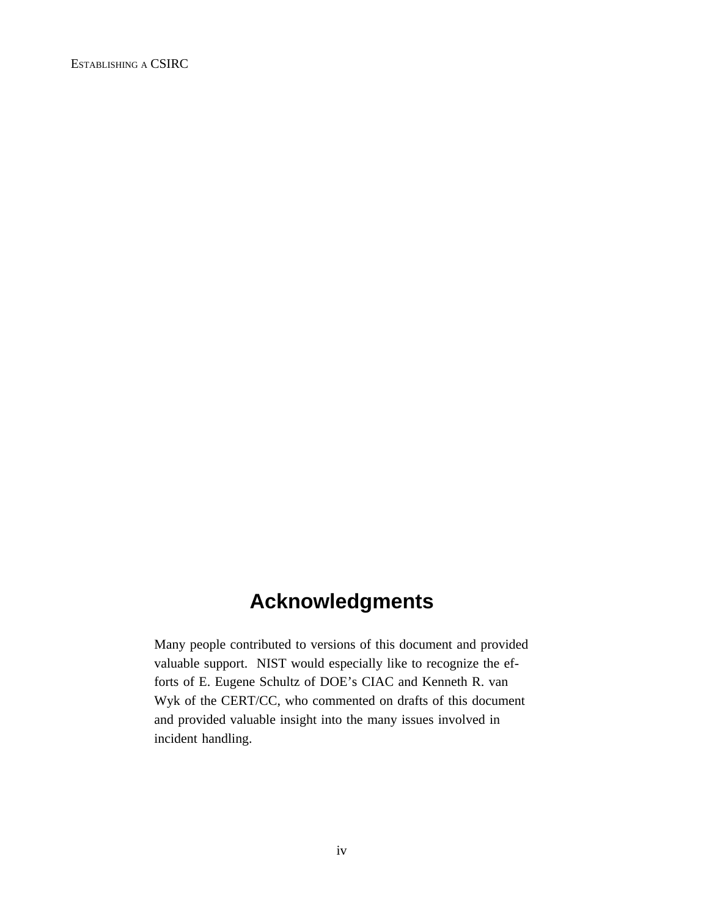# Acknowledgments

Many people contributed to versions of this document and provided valuable support. NIST would especially like to recognize the efforts of E. Eugene Schultz of DOE's CIAC and Kenneth R. van Wyk of the CERT/CC, who commented on drafts of this document and provided valuable insight into the many issues involved in incident handling.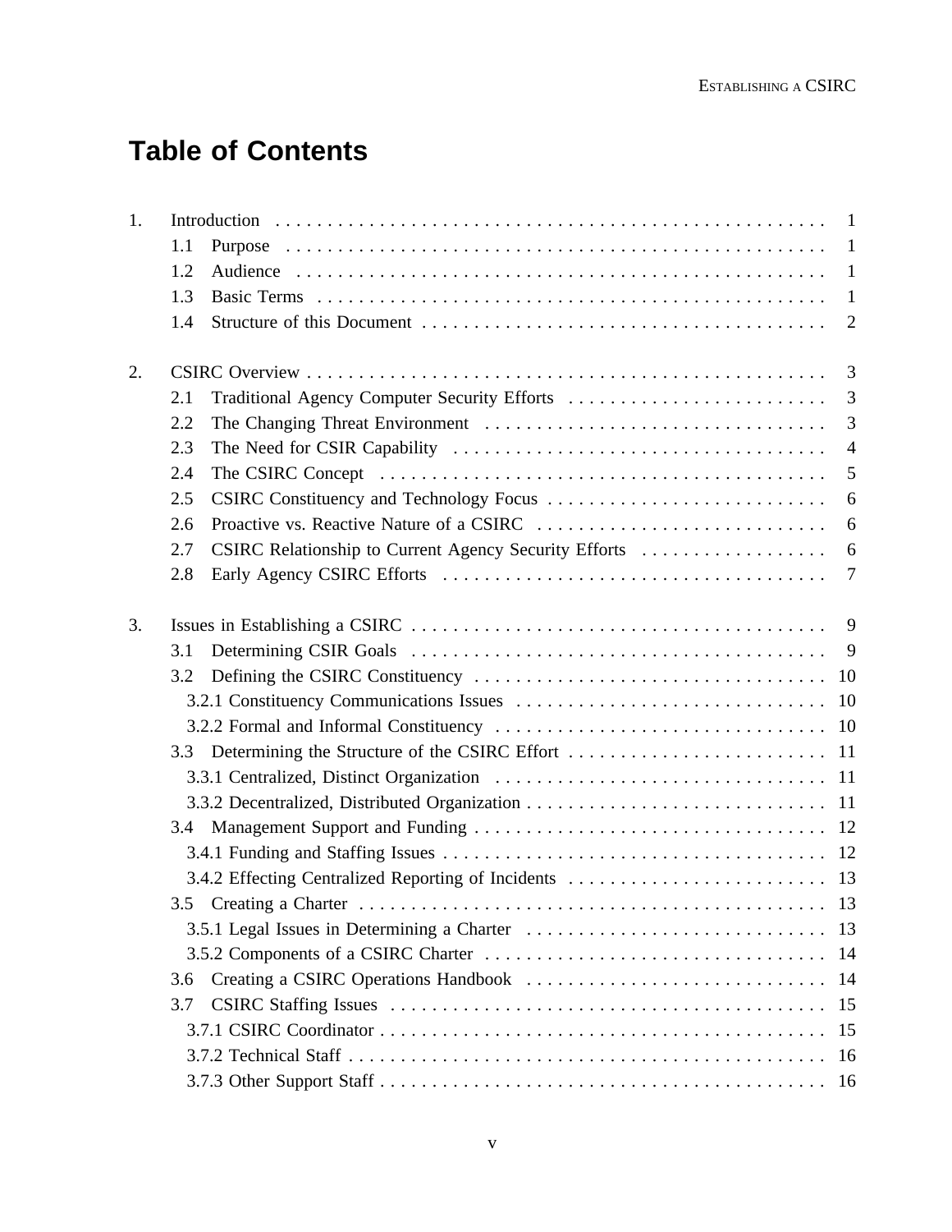# Table of Contents

1. Introduction . . . . . . . . . . 1
   - 1.1 Purpose . . . . . . . . . . 1
   - 1.2 Audience . . . . . . . . . . 1
   - 1.3 Basic Terms . . . . . . . . . . 1
   - 1.4 Structure of this Document . . . . . . . . . . 2

2. CSIRC Overview . . . . . . . . . . 3
   - 2.1 Traditional Agency Computer Security Efforts . . . . . . . . . . 3
   - 2.2 The Changing Threat Environment . . . . . . . . . . 3
   - 2.3 The Need for CSIR Capability . . . . . . . . . . 4
   - 2.4 The CSIRC Concept . . . . . . . . . . 5
   - 2.5 CSIRC Constituency and Technology Focus . . . . . . . . . . 6
   - 2.6 Proactive vs. Reactive Nature of a CSIRC . . . . . . . . . . 6
   - 2.7 CSIRC Relationship to Current Agency Security Efforts . . . . . . . . . . 6
   - 2.8 Early Agency CSIRC Efforts . . . . . . . . . . 7

3. Issues in Establishing a CSIRC . . . . . . . . . . 9
   - 3.1 Determining CSIR Goals . . . . . . . . . . 9
   - 3.2 Defining the CSIRC Constituency . . . . . . . . . . 10
     - 3.2.1 Constituency Communications Issues . . . . . . . . . . 10
     - 3.2.2 Formal and Informal Constituency . . . . . . . . . . 10
   - 3.3 Determining the Structure of the CSIRC Effort . . . . . . . . . . 11
     - 3.3.1 Centralized, Distinct Organization . . . . . . . . . . 11
     - 3.3.2 Decentralized, Distributed Organization . . . . . . . . . . 11
   - 3.4 Management Support and Funding . . . . . . . . . . 12
     - 3.4.1 Funding and Staffing Issues . . . . . . . . . . 12
     - 3.4.2 Effecting Centralized Reporting of Incidents . . . . . . . . . . 13
   - 3.5 Creating a Charter . . . . . . . . . . 13
     - 3.5.1 Legal Issues in Determining a Charter . . . . . . . . . . 13
     - 3.5.2 Components of a CSIRC Charter . . . . . . . . . . 14
   - 3.6 Creating a CSIRC Operations Handbook . . . . . . . . . . 14
   - 3.7 CSIRC Staffing Issues . . . . . . . . . . 15
     - 3.7.1 CSIRC Coordinator . . . . . . . . . . 15
     - 3.7.2 Technical Staff . . . . . . . . . . 16
     - 3.7.3 Other Support Staff . . . . . . . . . . 16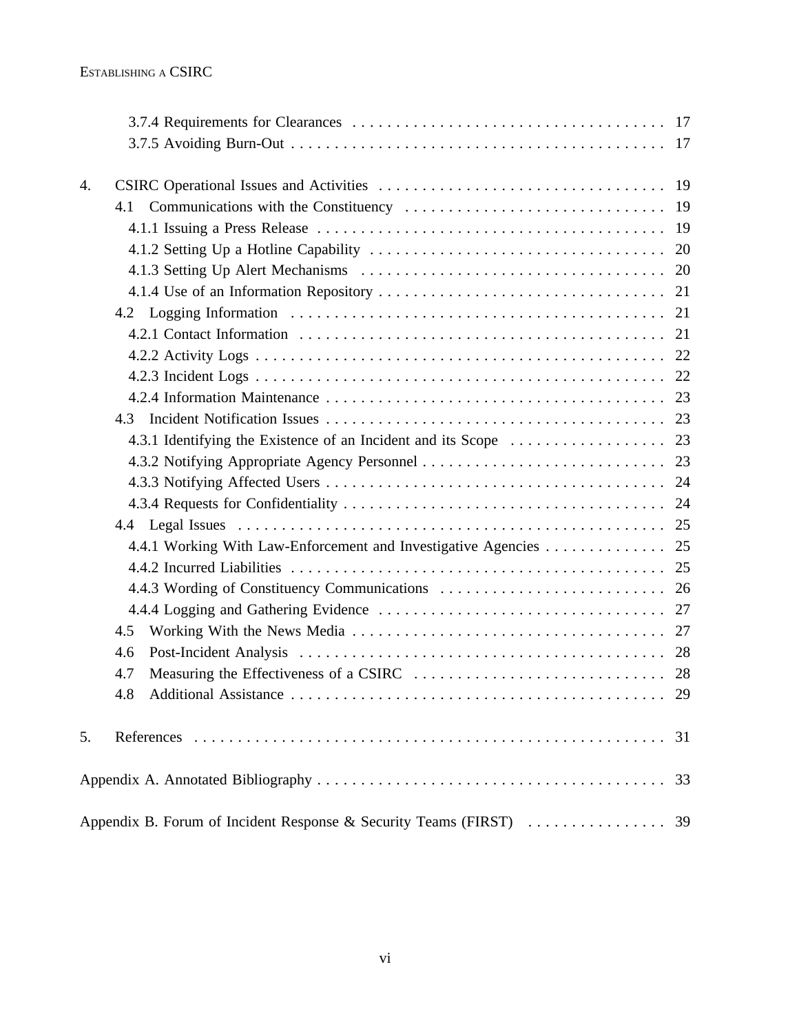3.7.4 Requirements for Clearances . . . . . . . . . . . . . . . . . . . . . . . . . . . . . . . . . . . . 17
3.7.5 Avoiding Burn-Out . . . . . . . . . . . . . . . . . . . . . . . . . . . . . . . . . . . . . . . . . . . . 17

4. CSIRC Operational Issues and Activities . . . . . . . . . . . . . . . . . . . . . . . . . . . . . . . . 19
4.1 Communications with the Constituency . . . . . . . . . . . . . . . . . . . . . . . . . . . . . . 19
4.1.1 Issuing a Press Release . . . . . . . . . . . . . . . . . . . . . . . . . . . . . . . . . . . . . . . . 19
4.1.2 Setting Up a Hotline Capability . . . . . . . . . . . . . . . . . . . . . . . . . . . . . . . . . . 20
4.1.3 Setting Up Alert Mechanisms . . . . . . . . . . . . . . . . . . . . . . . . . . . . . . . . . . . 20
4.1.4 Use of an Information Repository . . . . . . . . . . . . . . . . . . . . . . . . . . . . . . . . 21
4.2 Logging Information . . . . . . . . . . . . . . . . . . . . . . . . . . . . . . . . . . . . . . . . . . . 21
4.2.1 Contact Information . . . . . . . . . . . . . . . . . . . . . . . . . . . . . . . . . . . . . . . . . . 21
4.2.2 Activity Logs . . . . . . . . . . . . . . . . . . . . . . . . . . . . . . . . . . . . . . . . . . . . . . . 22
4.2.3 Incident Logs . . . . . . . . . . . . . . . . . . . . . . . . . . . . . . . . . . . . . . . . . . . . . . . 22
4.2.4 Information Maintenance . . . . . . . . . . . . . . . . . . . . . . . . . . . . . . . . . . . . . . . 23
4.3 Incident Notification Issues . . . . . . . . . . . . . . . . . . . . . . . . . . . . . . . . . . . . . . . 23
4.3.1 Identifying the Existence of an Incident and its Scope . . . . . . . . . . . . . . . . . . 23
4.3.2 Notifying Appropriate Agency Personnel . . . . . . . . . . . . . . . . . . . . . . . . . . . . 23
4.3.3 Notifying Affected Users . . . . . . . . . . . . . . . . . . . . . . . . . . . . . . . . . . . . . . . 24
4.3.4 Requests for Confidentiality . . . . . . . . . . . . . . . . . . . . . . . . . . . . . . . . . . . . . 24
4.4 Legal Issues . . . . . . . . . . . . . . . . . . . . . . . . . . . . . . . . . . . . . . . . . . . . . . . . . 25
4.4.1 Working With Law-Enforcement and Investigative Agencies . . . . . . . . . . . . . . 25
4.4.2 Incurred Liabilities . . . . . . . . . . . . . . . . . . . . . . . . . . . . . . . . . . . . . . . . . . . 25
4.4.3 Wording of Constituency Communications . . . . . . . . . . . . . . . . . . . . . . . . . . 26
4.4.4 Logging and Gathering Evidence . . . . . . . . . . . . . . . . . . . . . . . . . . . . . . . . . 27
4.5 Working With the News Media . . . . . . . . . . . . . . . . . . . . . . . . . . . . . . . . . . . . 27
4.6 Post-Incident Analysis . . . . . . . . . . . . . . . . . . . . . . . . . . . . . . . . . . . . . . . . . . 28
4.7 Measuring the Effectiveness of a CSIRC . . . . . . . . . . . . . . . . . . . . . . . . . . . . . 28
4.8 Additional Assistance . . . . . . . . . . . . . . . . . . . . . . . . . . . . . . . . . . . . . . . . . . . 29

5. References . . . . . . . . . . . . . . . . . . . . . . . . . . . . . . . . . . . . . . . . . . . . . . . . . . . . 31

Appendix A. Annotated Bibliography . . . . . . . . . . . . . . . . . . . . . . . . . . . . . . . . . . . . . 33

Appendix B. Forum of Incident Response & Security Teams (FIRST) . . . . . . . . . . . . . . . . 39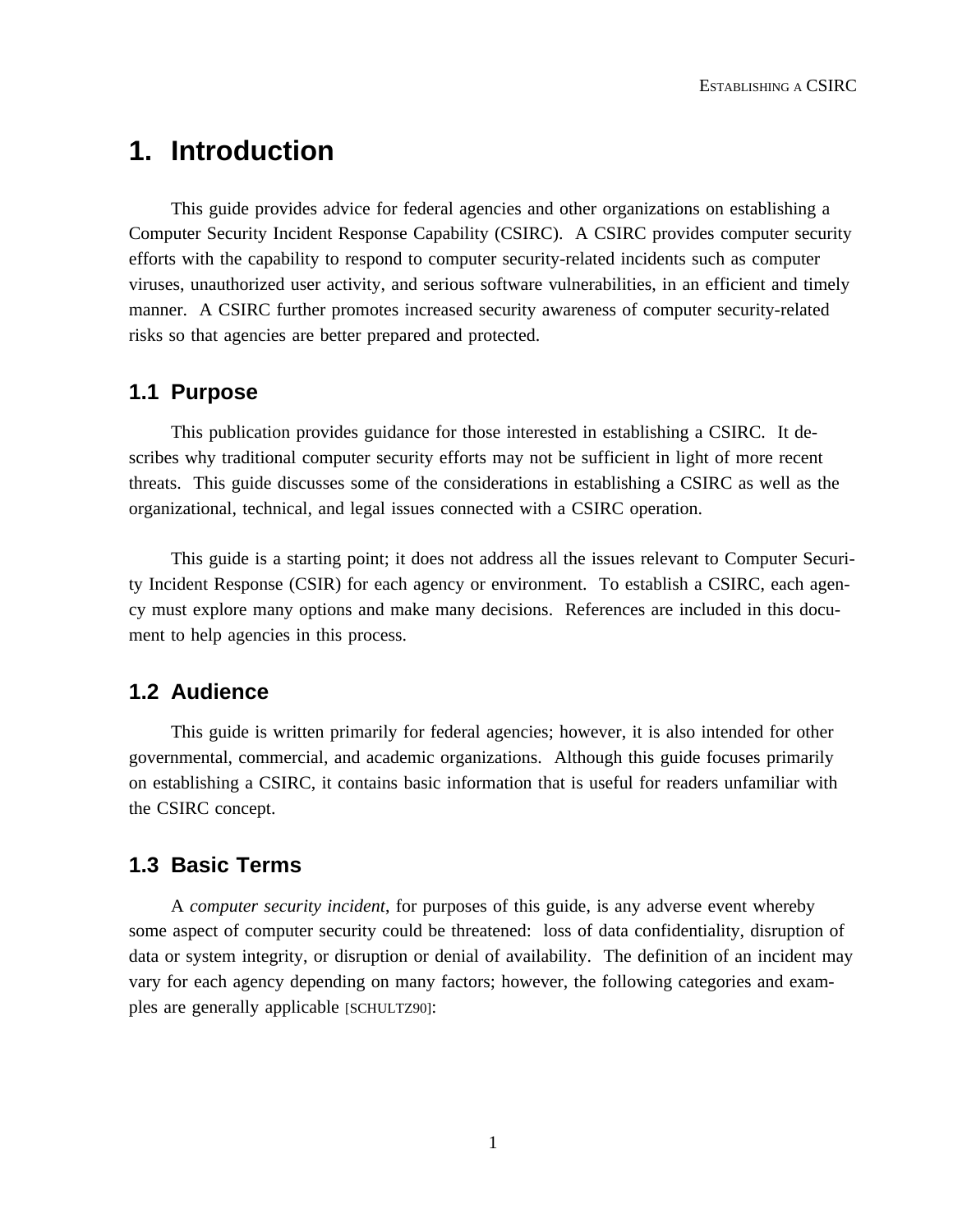# 1. Introduction

This guide provides advice for federal agencies and other organizations on establishing a Computer Security Incident Response Capability (CSIRC). A CSIRC provides computer security efforts with the capability to respond to computer security-related incidents such as computer viruses, unauthorized user activity, and serious software vulnerabilities, in an efficient and timely manner. A CSIRC further promotes increased security awareness of computer security-related risks so that agencies are better prepared and protected.

## 1.1 Purpose

This publication provides guidance for those interested in establishing a CSIRC. It describes why traditional computer security efforts may not be sufficient in light of more recent threats. This guide discusses some of the considerations in establishing a CSIRC as well as the organizational, technical, and legal issues connected with a CSIRC operation.

This guide is a starting point; it does not address all the issues relevant to Computer Security Incident Response (CSIR) for each agency or environment. To establish a CSIRC, each agency must explore many options and make many decisions. References are included in this document to help agencies in this process.

## 1.2 Audience

This guide is written primarily for federal agencies; however, it is also intended for other governmental, commercial, and academic organizations. Although this guide focuses primarily on establishing a CSIRC, it contains basic information that is useful for readers unfamiliar with the CSIRC concept.

## 1.3 Basic Terms

A *computer security incident*, for purposes of this guide, is any adverse event whereby some aspect of computer security could be threatened: loss of data confidentiality, disruption of data or system integrity, or disruption or denial of availability. The definition of an incident may vary for each agency depending on many factors; however, the following categories and examples are generally applicable [SCHULTZ90]: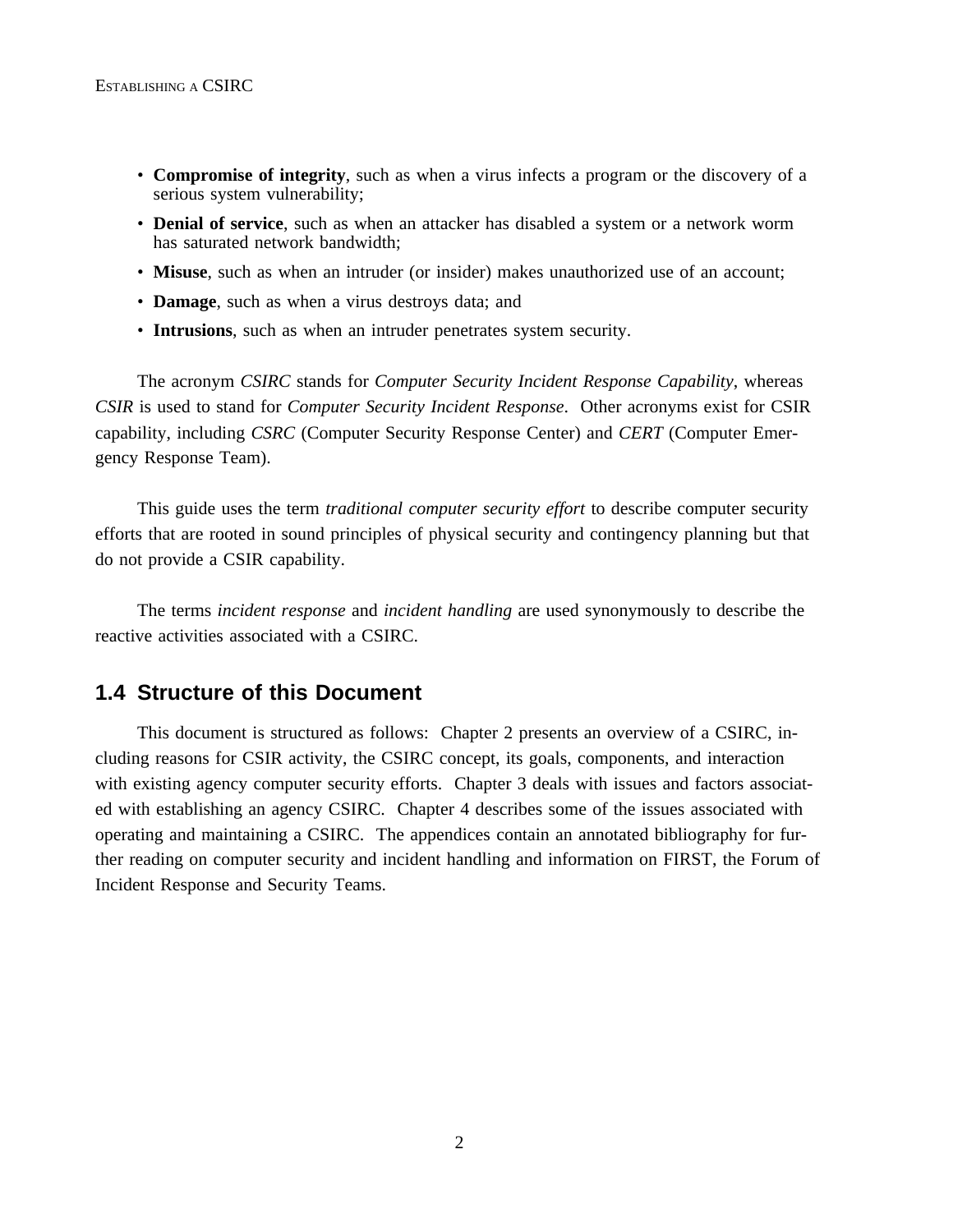- **Compromise of integrity**, such as when a virus infects a program or the discovery of a serious system vulnerability;
- **Denial of service**, such as when an attacker has disabled a system or a network worm has saturated network bandwidth;
- **Misuse**, such as when an intruder (or insider) makes unauthorized use of an account;
- **Damage**, such as when a virus destroys data; and
- **Intrusions**, such as when an intruder penetrates system security.

The acronym *CSIRC* stands for *Computer Security Incident Response Capability*, whereas *CSIR* is used to stand for *Computer Security Incident Response*. Other acronyms exist for CSIR capability, including *CSRC* (Computer Security Response Center) and *CERT* (Computer Emergency Response Team).

This guide uses the term *traditional computer security effort* to describe computer security efforts that are rooted in sound principles of physical security and contingency planning but that do not provide a CSIR capability.

The terms *incident response* and *incident handling* are used synonymously to describe the reactive activities associated with a CSIRC.

## 1.4 Structure of this Document

This document is structured as follows: Chapter 2 presents an overview of a CSIRC, including reasons for CSIR activity, the CSIRC concept, its goals, components, and interaction with existing agency computer security efforts. Chapter 3 deals with issues and factors associated with establishing an agency CSIRC. Chapter 4 describes some of the issues associated with operating and maintaining a CSIRC. The appendices contain an annotated bibliography for further reading on computer security and incident handling and information on FIRST, the Forum of Incident Response and Security Teams.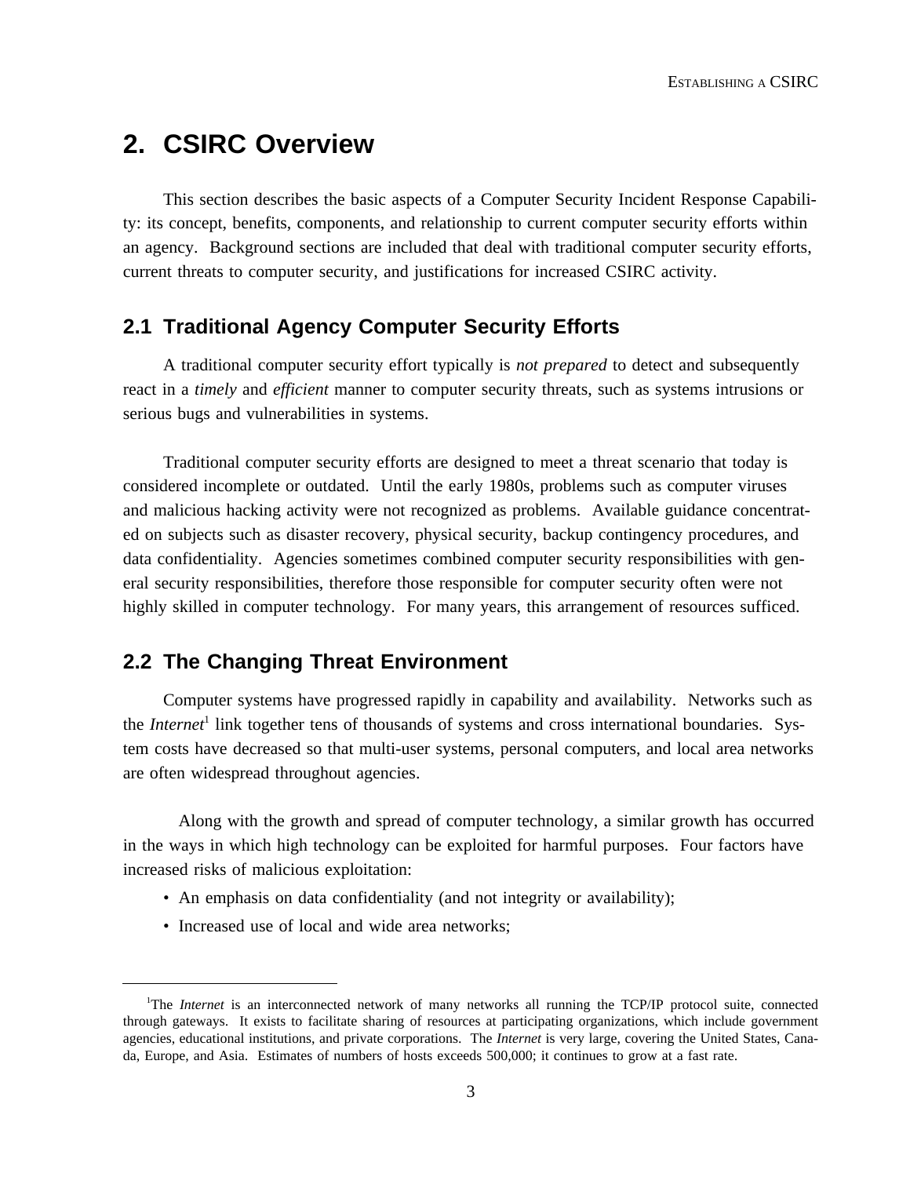# 2. CSIRC Overview

This section describes the basic aspects of a Computer Security Incident Response Capability: its concept, benefits, components, and relationship to current computer security efforts within an agency. Background sections are included that deal with traditional computer security efforts, current threats to computer security, and justifications for increased CSIRC activity.

## 2.1 Traditional Agency Computer Security Efforts

A traditional computer security effort typically is *not prepared* to detect and subsequently react in a *timely* and *efficient* manner to computer security threats, such as systems intrusions or serious bugs and vulnerabilities in systems.

Traditional computer security efforts are designed to meet a threat scenario that today is considered incomplete or outdated. Until the early 1980s, problems such as computer viruses and malicious hacking activity were not recognized as problems. Available guidance concentrated on subjects such as disaster recovery, physical security, backup contingency procedures, and data confidentiality. Agencies sometimes combined computer security responsibilities with general security responsibilities, therefore those responsible for computer security often were not highly skilled in computer technology. For many years, this arrangement of resources sufficed.

## 2.2 The Changing Threat Environment

Computer systems have progressed rapidly in capability and availability. Networks such as the *Internet*[1] link together tens of thousands of systems and cross international boundaries. System costs have decreased so that multi-user systems, personal computers, and local area networks are often widespread throughout agencies.

Along with the growth and spread of computer technology, a similar growth has occurred in the ways in which high technology can be exploited for harmful purposes. Four factors have increased risks of malicious exploitation:

- An emphasis on data confidentiality (and not integrity or availability);
- Increased use of local and wide area networks;

---

[1] The *Internet* is an interconnected network of many networks all running the TCP/IP protocol suite, connected through gateways. It exists to facilitate sharing of resources at participating organizations, which include government agencies, educational institutions, and private corporations. The *Internet* is very large, covering the United States, Canada, Europe, and Asia. Estimates of numbers of hosts exceeds 500,000; it continues to grow at a fast rate.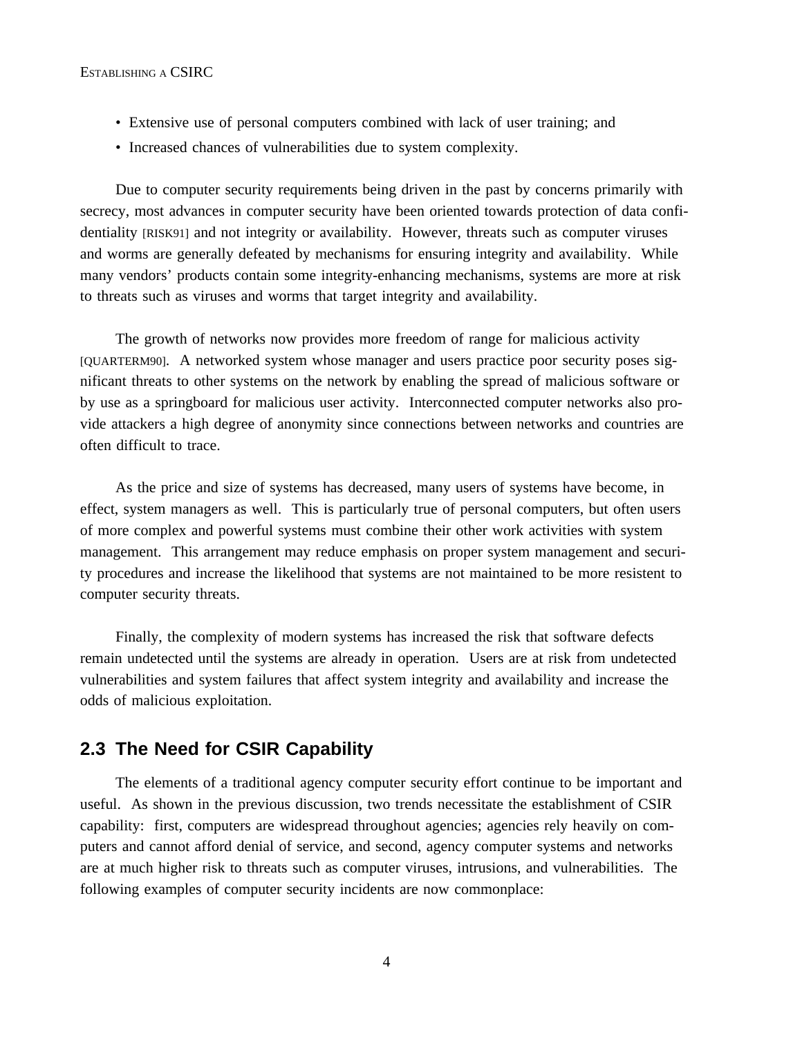- Extensive use of personal computers combined with lack of user training; and
- Increased chances of vulnerabilities due to system complexity.

Due to computer security requirements being driven in the past by concerns primarily with secrecy, most advances in computer security have been oriented towards protection of data confidentiality [RISK91] and not integrity or availability. However, threats such as computer viruses and worms are generally defeated by mechanisms for ensuring integrity and availability. While many vendors' products contain some integrity-enhancing mechanisms, systems are more at risk to threats such as viruses and worms that target integrity and availability.

The growth of networks now provides more freedom of range for malicious activity [QUARTERM90]. A networked system whose manager and users practice poor security poses significant threats to other systems on the network by enabling the spread of malicious software or by use as a springboard for malicious user activity. Interconnected computer networks also provide attackers a high degree of anonymity since connections between networks and countries are often difficult to trace.

As the price and size of systems has decreased, many users of systems have become, in effect, system managers as well. This is particularly true of personal computers, but often users of more complex and powerful systems must combine their other work activities with system management. This arrangement may reduce emphasis on proper system management and security procedures and increase the likelihood that systems are not maintained to be more resistent to computer security threats.

Finally, the complexity of modern systems has increased the risk that software defects remain undetected until the systems are already in operation. Users are at risk from undetected vulnerabilities and system failures that affect system integrity and availability and increase the odds of malicious exploitation.

## 2.3 The Need for CSIR Capability

The elements of a traditional agency computer security effort continue to be important and useful. As shown in the previous discussion, two trends necessitate the establishment of CSIR capability: first, computers are widespread throughout agencies; agencies rely heavily on computers and cannot afford denial of service, and second, agency computer systems and networks are at much higher risk to threats such as computer viruses, intrusions, and vulnerabilities. The following examples of computer security incidents are now commonplace: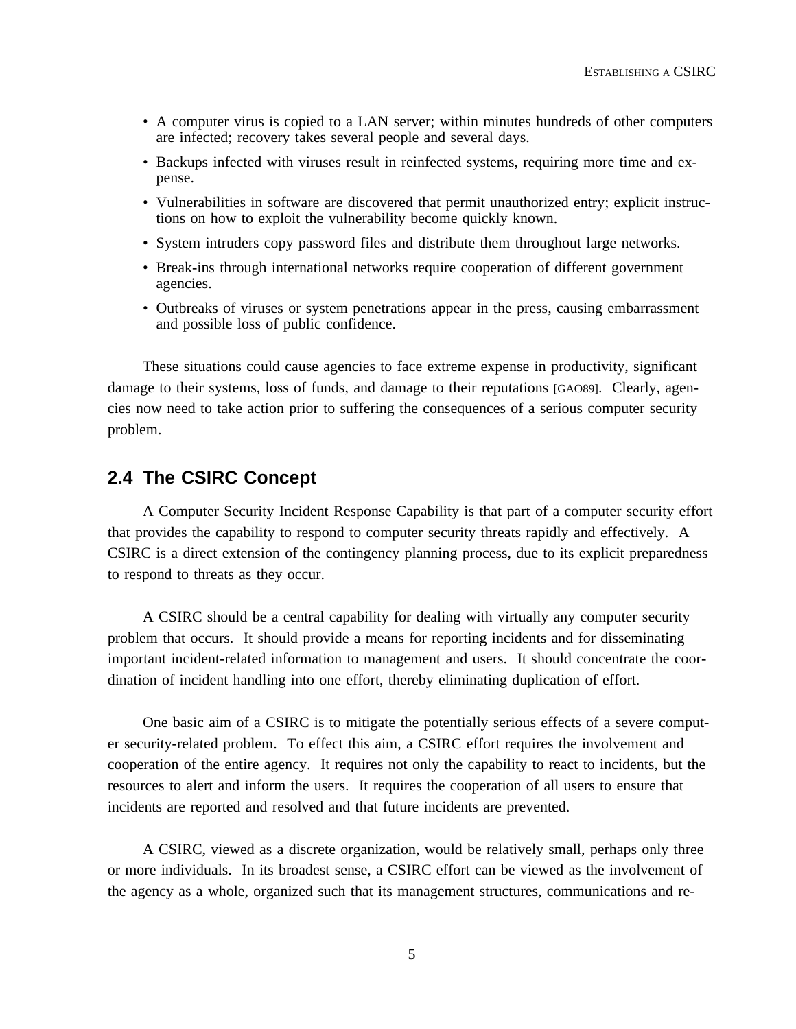- A computer virus is copied to a LAN server; within minutes hundreds of other computers are infected; recovery takes several people and several days.
- Backups infected with viruses result in reinfected systems, requiring more time and expense.
- Vulnerabilities in software are discovered that permit unauthorized entry; explicit instructions on how to exploit the vulnerability become quickly known.
- System intruders copy password files and distribute them throughout large networks.
- Break-ins through international networks require cooperation of different government agencies.
- Outbreaks of viruses or system penetrations appear in the press, causing embarrassment and possible loss of public confidence.

These situations could cause agencies to face extreme expense in productivity, significant damage to their systems, loss of funds, and damage to their reputations [GAO89]. Clearly, agencies now need to take action prior to suffering the consequences of a serious computer security problem.

## 2.4 The CSIRC Concept

A Computer Security Incident Response Capability is that part of a computer security effort that provides the capability to respond to computer security threats rapidly and effectively. A CSIRC is a direct extension of the contingency planning process, due to its explicit preparedness to respond to threats as they occur.

A CSIRC should be a central capability for dealing with virtually any computer security problem that occurs. It should provide a means for reporting incidents and for disseminating important incident-related information to management and users. It should concentrate the coordination of incident handling into one effort, thereby eliminating duplication of effort.

One basic aim of a CSIRC is to mitigate the potentially serious effects of a severe computer security-related problem. To effect this aim, a CSIRC effort requires the involvement and cooperation of the entire agency. It requires not only the capability to react to incidents, but the resources to alert and inform the users. It requires the cooperation of all users to ensure that incidents are reported and resolved and that future incidents are prevented.

A CSIRC, viewed as a discrete organization, would be relatively small, perhaps only three or more individuals. In its broadest sense, a CSIRC effort can be viewed as the involvement of the agency as a whole, organized such that its management structures, communications and re-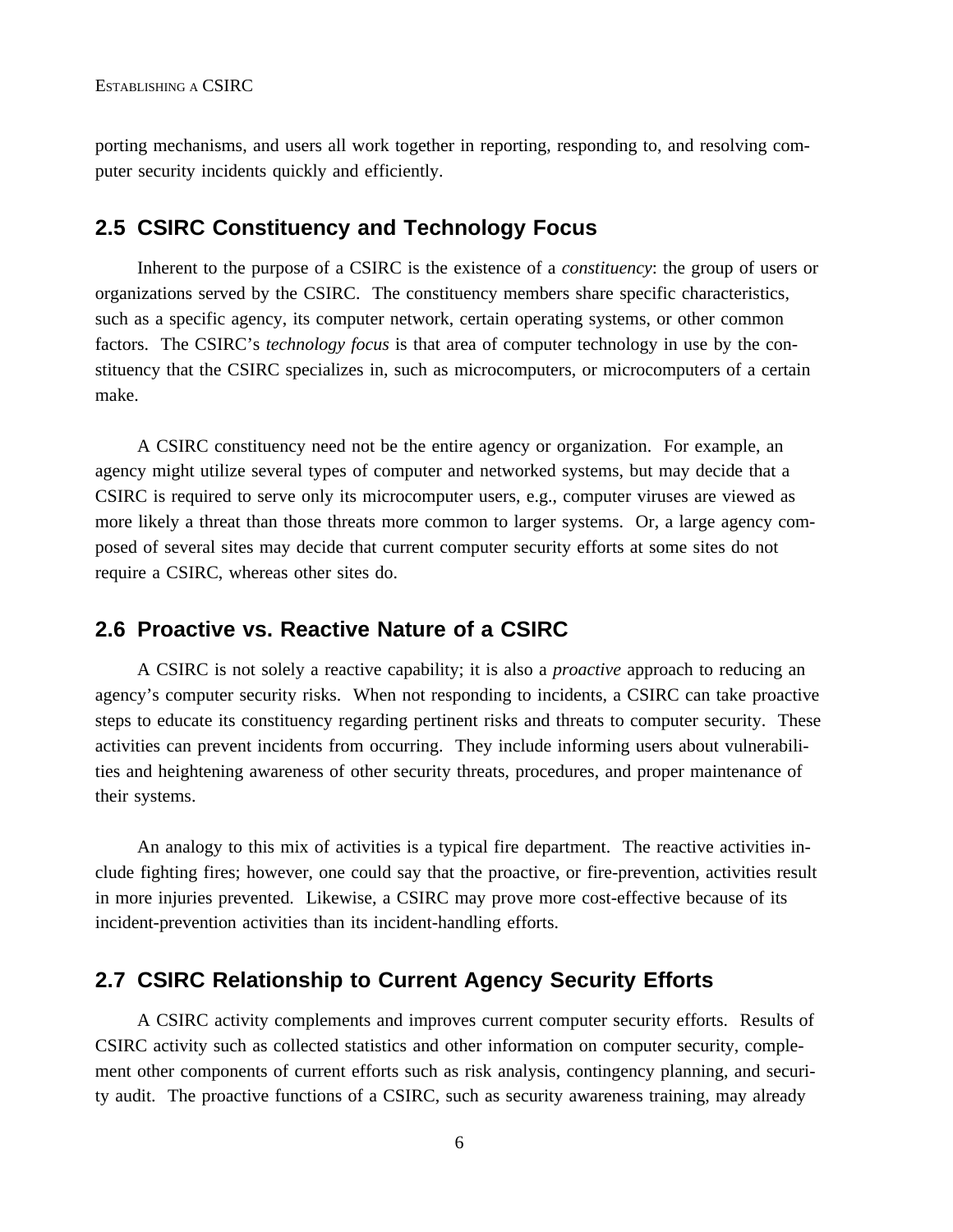porting mechanisms, and users all work together in reporting, responding to, and resolving computer security incidents quickly and efficiently.

## 2.5 CSIRC Constituency and Technology Focus

Inherent to the purpose of a CSIRC is the existence of a *constituency*: the group of users or organizations served by the CSIRC. The constituency members share specific characteristics, such as a specific agency, its computer network, certain operating systems, or other common factors. The CSIRC's *technology focus* is that area of computer technology in use by the constituency that the CSIRC specializes in, such as microcomputers, or microcomputers of a certain make.

A CSIRC constituency need not be the entire agency or organization. For example, an agency might utilize several types of computer and networked systems, but may decide that a CSIRC is required to serve only its microcomputer users, e.g., computer viruses are viewed as more likely a threat than those threats more common to larger systems. Or, a large agency composed of several sites may decide that current computer security efforts at some sites do not require a CSIRC, whereas other sites do.

## 2.6 Proactive vs. Reactive Nature of a CSIRC

A CSIRC is not solely a reactive capability; it is also a *proactive* approach to reducing an agency's computer security risks. When not responding to incidents, a CSIRC can take proactive steps to educate its constituency regarding pertinent risks and threats to computer security. These activities can prevent incidents from occurring. They include informing users about vulnerabilities and heightening awareness of other security threats, procedures, and proper maintenance of their systems.

An analogy to this mix of activities is a typical fire department. The reactive activities include fighting fires; however, one could say that the proactive, or fire-prevention, activities result in more injuries prevented. Likewise, a CSIRC may prove more cost-effective because of its incident-prevention activities than its incident-handling efforts.

## 2.7 CSIRC Relationship to Current Agency Security Efforts

A CSIRC activity complements and improves current computer security efforts. Results of CSIRC activity such as collected statistics and other information on computer security, complement other components of current efforts such as risk analysis, contingency planning, and security audit. The proactive functions of a CSIRC, such as security awareness training, may already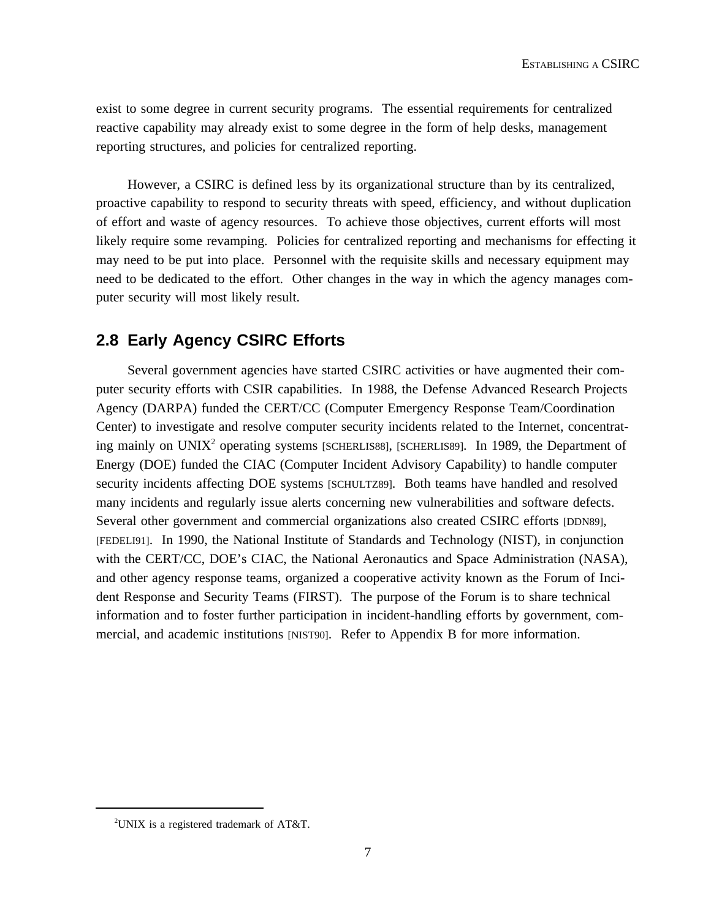exist to some degree in current security programs. The essential requirements for centralized reactive capability may already exist to some degree in the form of help desks, management reporting structures, and policies for centralized reporting.

However, a CSIRC is defined less by its organizational structure than by its centralized, proactive capability to respond to security threats with speed, efficiency, and without duplication of effort and waste of agency resources. To achieve those objectives, current efforts will most likely require some revamping. Policies for centralized reporting and mechanisms for effecting it may need to be put into place. Personnel with the requisite skills and necessary equipment may need to be dedicated to the effort. Other changes in the way in which the agency manages computer security will most likely result.

## 2.8 Early Agency CSIRC Efforts

Several government agencies have started CSIRC activities or have augmented their computer security efforts with CSIR capabilities. In 1988, the Defense Advanced Research Projects Agency (DARPA) funded the CERT/CC (Computer Emergency Response Team/Coordination Center) to investigate and resolve computer security incidents related to the Internet, concentrating mainly on UNIX[2] operating systems [SCHERLIS88], [SCHERLIS89]. In 1989, the Department of Energy (DOE) funded the CIAC (Computer Incident Advisory Capability) to handle computer security incidents affecting DOE systems [SCHULTZ89]. Both teams have handled and resolved many incidents and regularly issue alerts concerning new vulnerabilities and software defects. Several other government and commercial organizations also created CSIRC efforts [DDN89], [FEDELI91]. In 1990, the National Institute of Standards and Technology (NIST), in conjunction with the CERT/CC, DOE's CIAC, the National Aeronautics and Space Administration (NASA), and other agency response teams, organized a cooperative activity known as the Forum of Incident Response and Security Teams (FIRST). The purpose of the Forum is to share technical information and to foster further participation in incident-handling efforts by government, commercial, and academic institutions [NIST90]. Refer to Appendix B for more information.

[2] UNIX is a registered trademark of AT&T.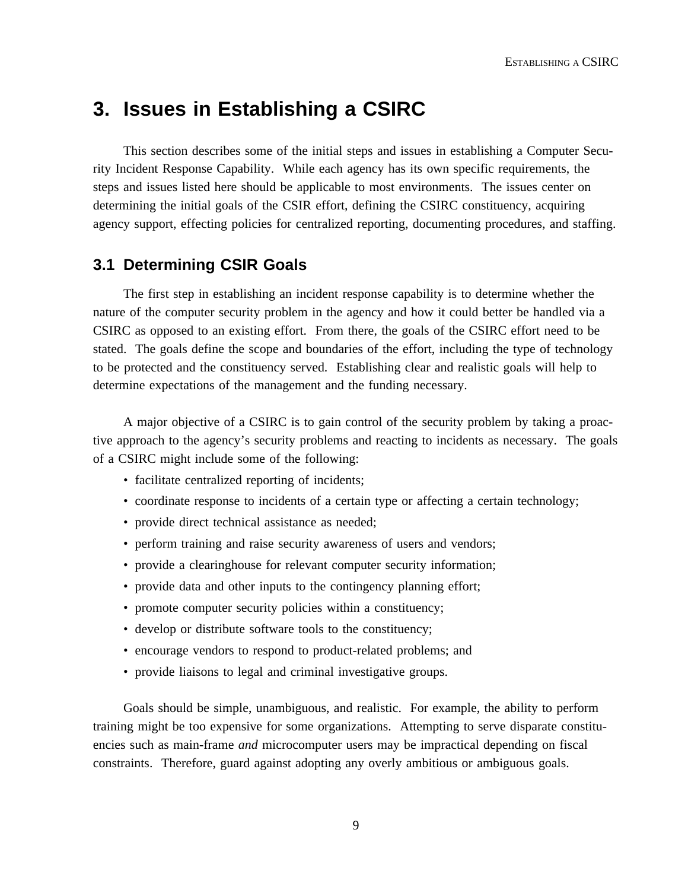# 3. Issues in Establishing a CSIRC

This section describes some of the initial steps and issues in establishing a Computer Security Incident Response Capability. While each agency has its own specific requirements, the steps and issues listed here should be applicable to most environments. The issues center on determining the initial goals of the CSIR effort, defining the CSIRC constituency, acquiring agency support, effecting policies for centralized reporting, documenting procedures, and staffing.

## 3.1 Determining CSIR Goals

The first step in establishing an incident response capability is to determine whether the nature of the computer security problem in the agency and how it could better be handled via a CSIRC as opposed to an existing effort. From there, the goals of the CSIRC effort need to be stated. The goals define the scope and boundaries of the effort, including the type of technology to be protected and the constituency served. Establishing clear and realistic goals will help to determine expectations of the management and the funding necessary.

A major objective of a CSIRC is to gain control of the security problem by taking a proactive approach to the agency's security problems and reacting to incidents as necessary. The goals of a CSIRC might include some of the following:

- facilitate centralized reporting of incidents;
- coordinate response to incidents of a certain type or affecting a certain technology;
- provide direct technical assistance as needed;
- perform training and raise security awareness of users and vendors;
- provide a clearinghouse for relevant computer security information;
- provide data and other inputs to the contingency planning effort;
- promote computer security policies within a constituency;
- develop or distribute software tools to the constituency;
- encourage vendors to respond to product-related problems; and
- provide liaisons to legal and criminal investigative groups.

Goals should be simple, unambiguous, and realistic. For example, the ability to perform training might be too expensive for some organizations. Attempting to serve disparate constituencies such as main-frame *and* microcomputer users may be impractical depending on fiscal constraints. Therefore, guard against adopting any overly ambitious or ambiguous goals.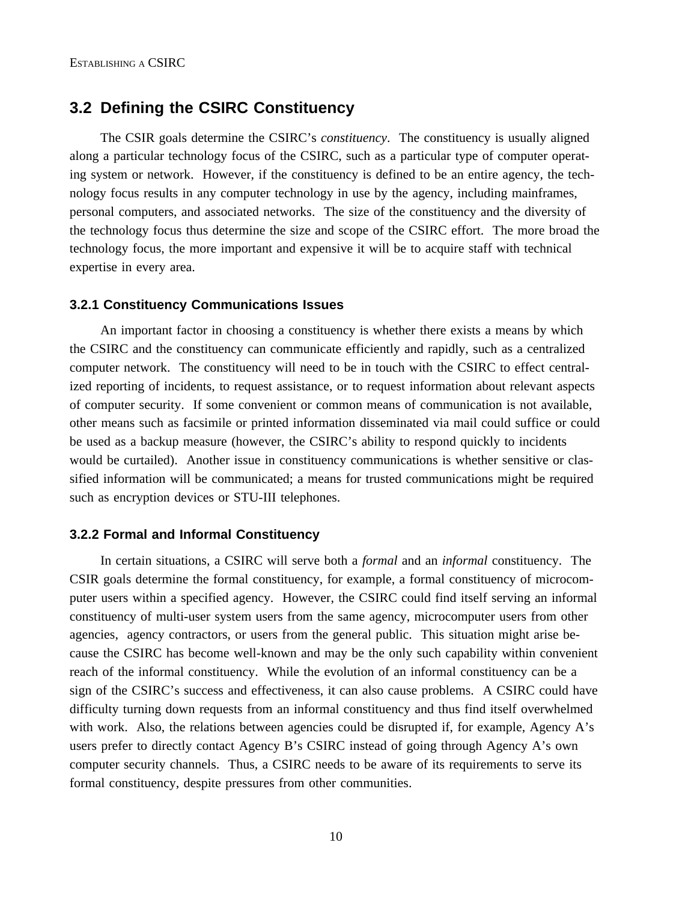## 3.2 Defining the CSIRC Constituency

The CSIR goals determine the CSIRC's *constituency*. The constituency is usually aligned along a particular technology focus of the CSIRC, such as a particular type of computer operating system or network. However, if the constituency is defined to be an entire agency, the technology focus results in any computer technology in use by the agency, including mainframes, personal computers, and associated networks. The size of the constituency and the diversity of the technology focus thus determine the size and scope of the CSIRC effort. The more broad the technology focus, the more important and expensive it will be to acquire staff with technical expertise in every area.

### 3.2.1 Constituency Communications Issues

An important factor in choosing a constituency is whether there exists a means by which the CSIRC and the constituency can communicate efficiently and rapidly, such as a centralized computer network. The constituency will need to be in touch with the CSIRC to effect centralized reporting of incidents, to request assistance, or to request information about relevant aspects of computer security. If some convenient or common means of communication is not available, other means such as facsimile or printed information disseminated via mail could suffice or could be used as a backup measure (however, the CSIRC's ability to respond quickly to incidents would be curtailed). Another issue in constituency communications is whether sensitive or classified information will be communicated; a means for trusted communications might be required such as encryption devices or STU-III telephones.

### 3.2.2 Formal and Informal Constituency

In certain situations, a CSIRC will serve both a *formal* and an *informal* constituency. The CSIR goals determine the formal constituency, for example, a formal constituency of microcomputer users within a specified agency. However, the CSIRC could find itself serving an informal constituency of multi-user system users from the same agency, microcomputer users from other agencies, agency contractors, or users from the general public. This situation might arise because the CSIRC has become well-known and may be the only such capability within convenient reach of the informal constituency. While the evolution of an informal constituency can be a sign of the CSIRC's success and effectiveness, it can also cause problems. A CSIRC could have difficulty turning down requests from an informal constituency and thus find itself overwhelmed with work. Also, the relations between agencies could be disrupted if, for example, Agency A's users prefer to directly contact Agency B's CSIRC instead of going through Agency A's own computer security channels. Thus, a CSIRC needs to be aware of its requirements to serve its formal constituency, despite pressures from other communities.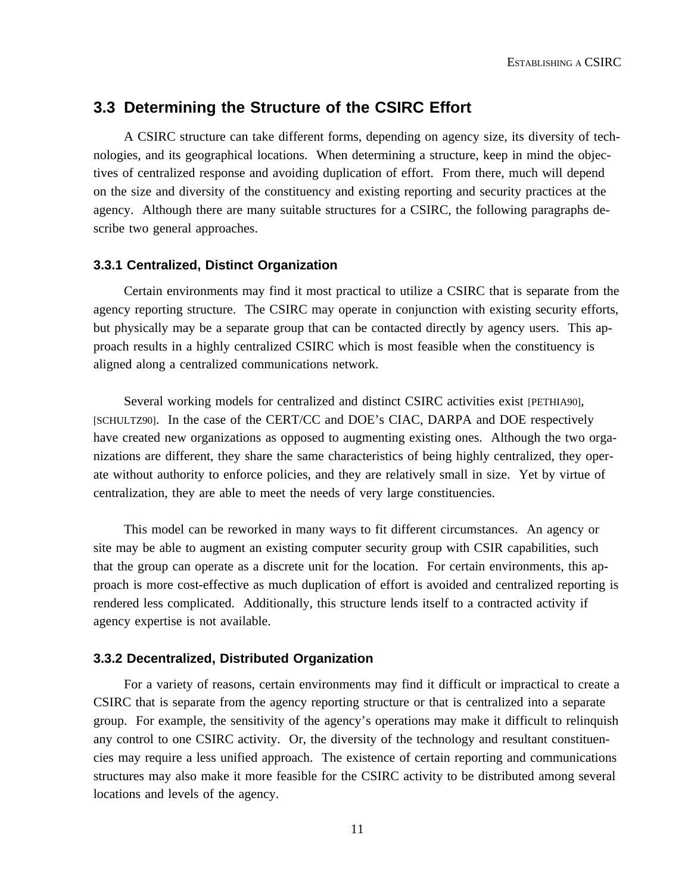## 3.3 Determining the Structure of the CSIRC Effort

A CSIRC structure can take different forms, depending on agency size, its diversity of technologies, and its geographical locations. When determining a structure, keep in mind the objectives of centralized response and avoiding duplication of effort. From there, much will depend on the size and diversity of the constituency and existing reporting and security practices at the agency. Although there are many suitable structures for a CSIRC, the following paragraphs describe two general approaches.

### 3.3.1 Centralized, Distinct Organization

Certain environments may find it most practical to utilize a CSIRC that is separate from the agency reporting structure. The CSIRC may operate in conjunction with existing security efforts, but physically may be a separate group that can be contacted directly by agency users. This approach results in a highly centralized CSIRC which is most feasible when the constituency is aligned along a centralized communications network.

Several working models for centralized and distinct CSIRC activities exist [PETHIA90], [SCHULTZ90]. In the case of the CERT/CC and DOE's CIAC, DARPA and DOE respectively have created new organizations as opposed to augmenting existing ones. Although the two organizations are different, they share the same characteristics of being highly centralized, they operate without authority to enforce policies, and they are relatively small in size. Yet by virtue of centralization, they are able to meet the needs of very large constituencies.

This model can be reworked in many ways to fit different circumstances. An agency or site may be able to augment an existing computer security group with CSIR capabilities, such that the group can operate as a discrete unit for the location. For certain environments, this approach is more cost-effective as much duplication of effort is avoided and centralized reporting is rendered less complicated. Additionally, this structure lends itself to a contracted activity if agency expertise is not available.

### 3.3.2 Decentralized, Distributed Organization

For a variety of reasons, certain environments may find it difficult or impractical to create a CSIRC that is separate from the agency reporting structure or that is centralized into a separate group. For example, the sensitivity of the agency's operations may make it difficult to relinquish any control to one CSIRC activity. Or, the diversity of the technology and resultant constituencies may require a less unified approach. The existence of certain reporting and communications structures may also make it more feasible for the CSIRC activity to be distributed among several locations and levels of the agency.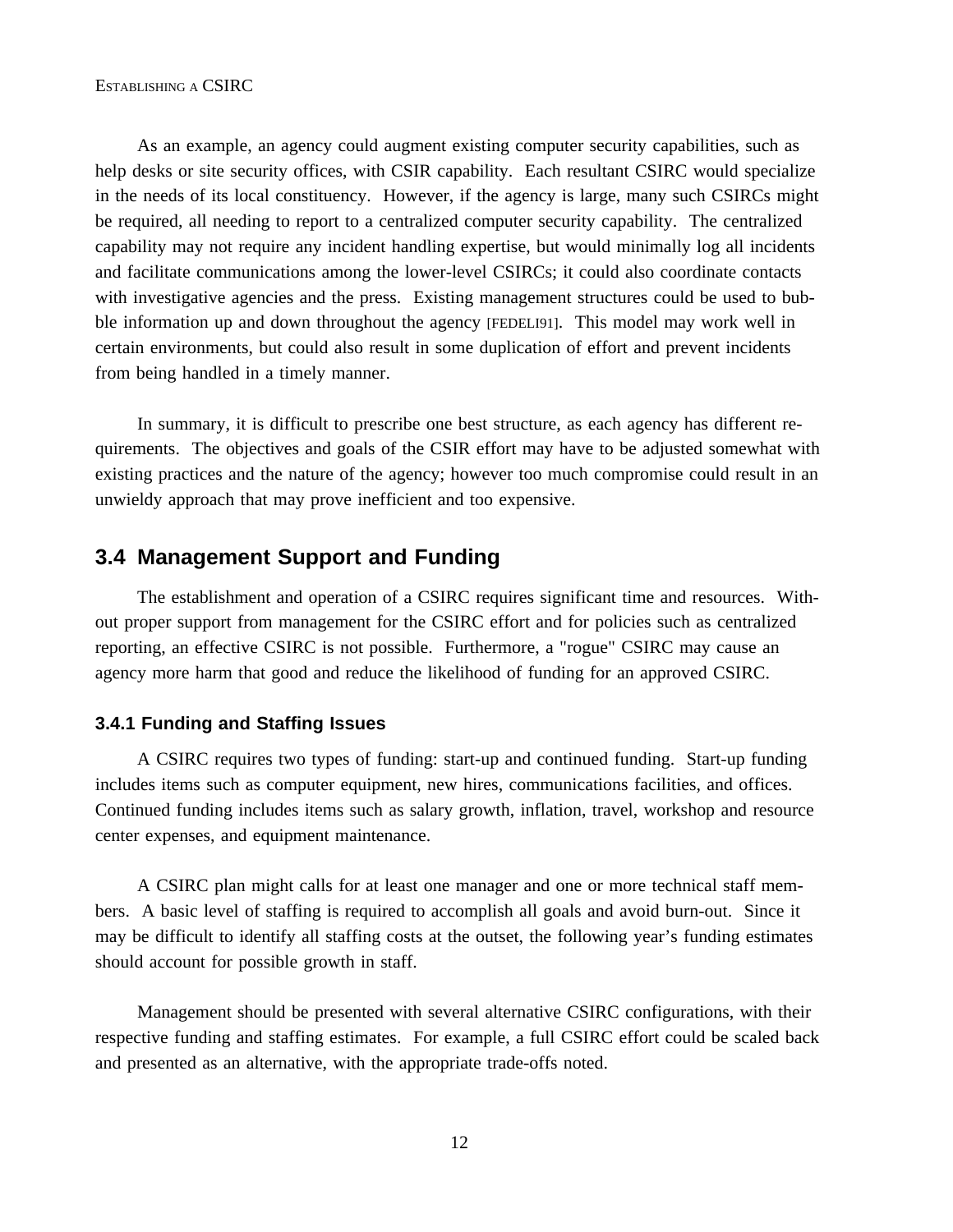As an example, an agency could augment existing computer security capabilities, such as help desks or site security offices, with CSIR capability. Each resultant CSIRC would specialize in the needs of its local constituency. However, if the agency is large, many such CSIRCs might be required, all needing to report to a centralized computer security capability. The centralized capability may not require any incident handling expertise, but would minimally log all incidents and facilitate communications among the lower-level CSIRCs; it could also coordinate contacts with investigative agencies and the press. Existing management structures could be used to bubble information up and down throughout the agency [FEDELI91]. This model may work well in certain environments, but could also result in some duplication of effort and prevent incidents from being handled in a timely manner.

In summary, it is difficult to prescribe one best structure, as each agency has different requirements. The objectives and goals of the CSIR effort may have to be adjusted somewhat with existing practices and the nature of the agency; however too much compromise could result in an unwieldy approach that may prove inefficient and too expensive.

## 3.4 Management Support and Funding

The establishment and operation of a CSIRC requires significant time and resources. Without proper support from management for the CSIRC effort and for policies such as centralized reporting, an effective CSIRC is not possible. Furthermore, a "rogue" CSIRC may cause an agency more harm that good and reduce the likelihood of funding for an approved CSIRC.

### 3.4.1 Funding and Staffing Issues

A CSIRC requires two types of funding: start-up and continued funding. Start-up funding includes items such as computer equipment, new hires, communications facilities, and offices. Continued funding includes items such as salary growth, inflation, travel, workshop and resource center expenses, and equipment maintenance.

A CSIRC plan might calls for at least one manager and one or more technical staff members. A basic level of staffing is required to accomplish all goals and avoid burn-out. Since it may be difficult to identify all staffing costs at the outset, the following year's funding estimates should account for possible growth in staff.

Management should be presented with several alternative CSIRC configurations, with their respective funding and staffing estimates. For example, a full CSIRC effort could be scaled back and presented as an alternative, with the appropriate trade-offs noted.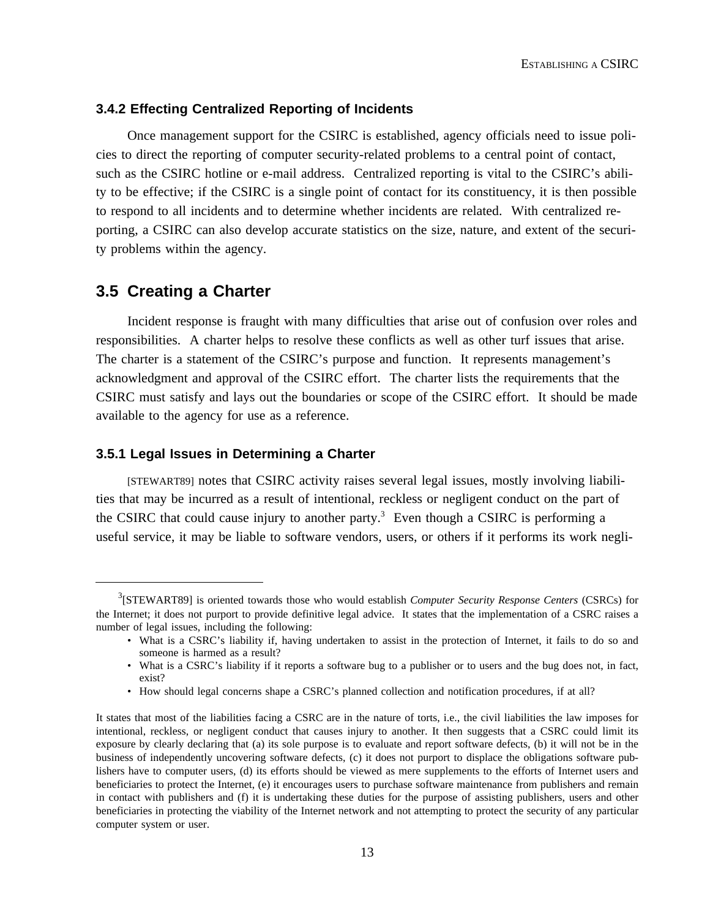### 3.4.2 Effecting Centralized Reporting of Incidents

Once management support for the CSIRC is established, agency officials need to issue policies to direct the reporting of computer security-related problems to a central point of contact, such as the CSIRC hotline or e-mail address. Centralized reporting is vital to the CSIRC's ability to be effective; if the CSIRC is a single point of contact for its constituency, it is then possible to respond to all incidents and to determine whether incidents are related. With centralized reporting, a CSIRC can also develop accurate statistics on the size, nature, and extent of the security problems within the agency.

## 3.5 Creating a Charter

Incident response is fraught with many difficulties that arise out of confusion over roles and responsibilities. A charter helps to resolve these conflicts as well as other turf issues that arise. The charter is a statement of the CSIRC's purpose and function. It represents management's acknowledgment and approval of the CSIRC effort. The charter lists the requirements that the CSIRC must satisfy and lays out the boundaries or scope of the CSIRC effort. It should be made available to the agency for use as a reference.

### 3.5.1 Legal Issues in Determining a Charter

[STEWART89] notes that CSIRC activity raises several legal issues, mostly involving liabilities that may be incurred as a result of intentional, reckless or negligent conduct on the part of the CSIRC that could cause injury to another party.[3] Even though a CSIRC is performing a useful service, it may be liable to software vendors, users, or others if it performs its work negli-

---

[3][STEWART89] is oriented towards those who would establish *Computer Security Response Centers* (CSRCs) for the Internet; it does not purport to provide definitive legal advice. It states that the implementation of a CSRC raises a number of legal issues, including the following:

- What is a CSRC's liability if, having undertaken to assist in the protection of Internet, it fails to do so and someone is harmed as a result?
- What is a CSRC's liability if it reports a software bug to a publisher or to users and the bug does not, in fact, exist?
- How should legal concerns shape a CSRC's planned collection and notification procedures, if at all?

It states that most of the liabilities facing a CSRC are in the nature of torts, i.e., the civil liabilities the law imposes for intentional, reckless, or negligent conduct that causes injury to another. It then suggests that a CSRC could limit its exposure by clearly declaring that (a) its sole purpose is to evaluate and report software defects, (b) it will not be in the business of independently uncovering software defects, (c) it does not purport to displace the obligations software publishers have to computer users, (d) its efforts should be viewed as mere supplements to the efforts of Internet users and beneficiaries to protect the Internet, (e) it encourages users to purchase software maintenance from publishers and remain in contact with publishers and (f) it is undertaking these duties for the purpose of assisting publishers, users and other beneficiaries in protecting the viability of the Internet network and not attempting to protect the security of any particular computer system or user.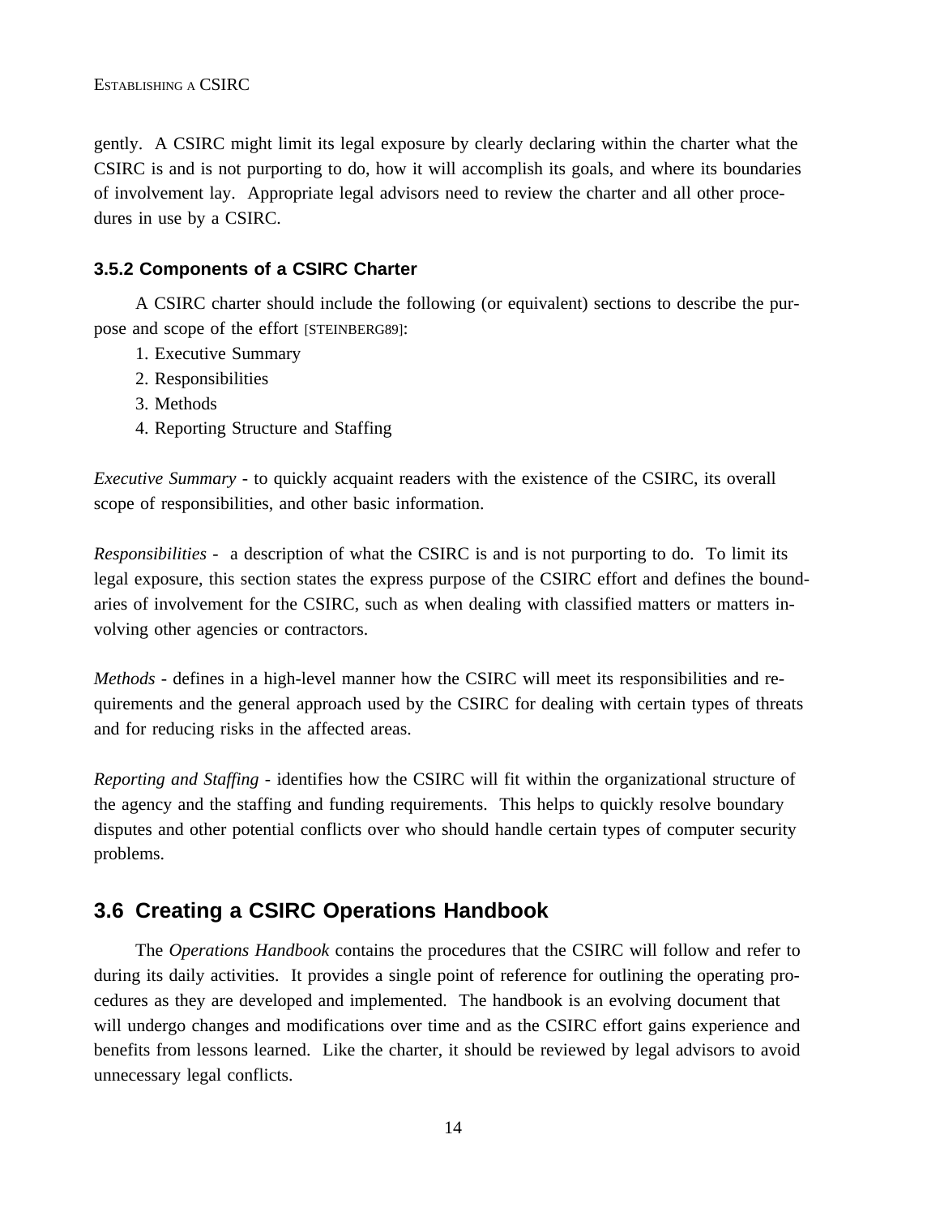gently. A CSIRC might limit its legal exposure by clearly declaring within the charter what the CSIRC is and is not purporting to do, how it will accomplish its goals, and where its boundaries of involvement lay. Appropriate legal advisors need to review the charter and all other procedures in use by a CSIRC.

### 3.5.2 Components of a CSIRC Charter

A CSIRC charter should include the following (or equivalent) sections to describe the purpose and scope of the effort [STEINBERG89]:

1. Executive Summary
2. Responsibilities
3. Methods
4. Reporting Structure and Staffing

*Executive Summary* - to quickly acquaint readers with the existence of the CSIRC, its overall scope of responsibilities, and other basic information.

*Responsibilities* - a description of what the CSIRC is and is not purporting to do. To limit its legal exposure, this section states the express purpose of the CSIRC effort and defines the boundaries of involvement for the CSIRC, such as when dealing with classified matters or matters involving other agencies or contractors.

*Methods* - defines in a high-level manner how the CSIRC will meet its responsibilities and requirements and the general approach used by the CSIRC for dealing with certain types of threats and for reducing risks in the affected areas.

*Reporting and Staffing* - identifies how the CSIRC will fit within the organizational structure of the agency and the staffing and funding requirements. This helps to quickly resolve boundary disputes and other potential conflicts over who should handle certain types of computer security problems.

## 3.6 Creating a CSIRC Operations Handbook

The *Operations Handbook* contains the procedures that the CSIRC will follow and refer to during its daily activities. It provides a single point of reference for outlining the operating procedures as they are developed and implemented. The handbook is an evolving document that will undergo changes and modifications over time and as the CSIRC effort gains experience and benefits from lessons learned. Like the charter, it should be reviewed by legal advisors to avoid unnecessary legal conflicts.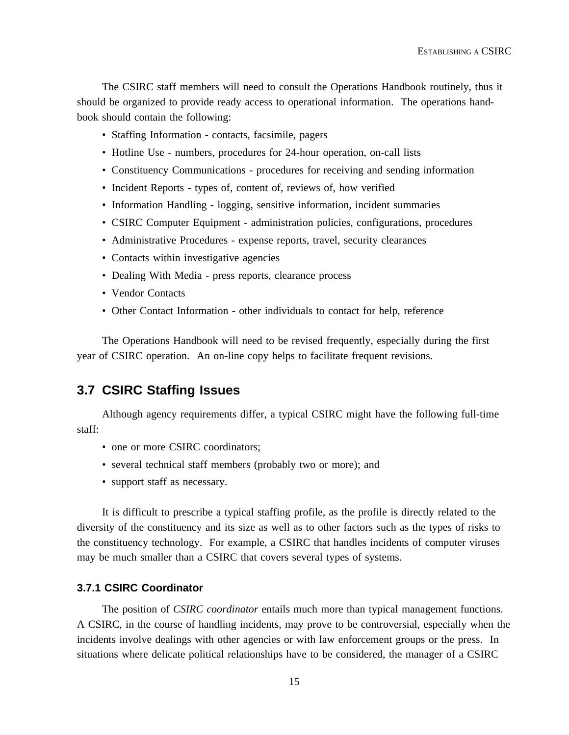The CSIRC staff members will need to consult the Operations Handbook routinely, thus it should be organized to provide ready access to operational information. The operations handbook should contain the following:

- Staffing Information - contacts, facsimile, pagers
- Hotline Use - numbers, procedures for 24-hour operation, on-call lists
- Constituency Communications - procedures for receiving and sending information
- Incident Reports - types of, content of, reviews of, how verified
- Information Handling - logging, sensitive information, incident summaries
- CSIRC Computer Equipment - administration policies, configurations, procedures
- Administrative Procedures - expense reports, travel, security clearances
- Contacts within investigative agencies
- Dealing With Media - press reports, clearance process
- Vendor Contacts
- Other Contact Information - other individuals to contact for help, reference

The Operations Handbook will need to be revised frequently, especially during the first year of CSIRC operation. An on-line copy helps to facilitate frequent revisions.

## 3.7 CSIRC Staffing Issues

Although agency requirements differ, a typical CSIRC might have the following full-time staff:

- one or more CSIRC coordinators;
- several technical staff members (probably two or more); and
- support staff as necessary.

It is difficult to prescribe a typical staffing profile, as the profile is directly related to the diversity of the constituency and its size as well as to other factors such as the types of risks to the constituency technology. For example, a CSIRC that handles incidents of computer viruses may be much smaller than a CSIRC that covers several types of systems.

### 3.7.1 CSIRC Coordinator

The position of *CSIRC coordinator* entails much more than typical management functions. A CSIRC, in the course of handling incidents, may prove to be controversial, especially when the incidents involve dealings with other agencies or with law enforcement groups or the press. In situations where delicate political relationships have to be considered, the manager of a CSIRC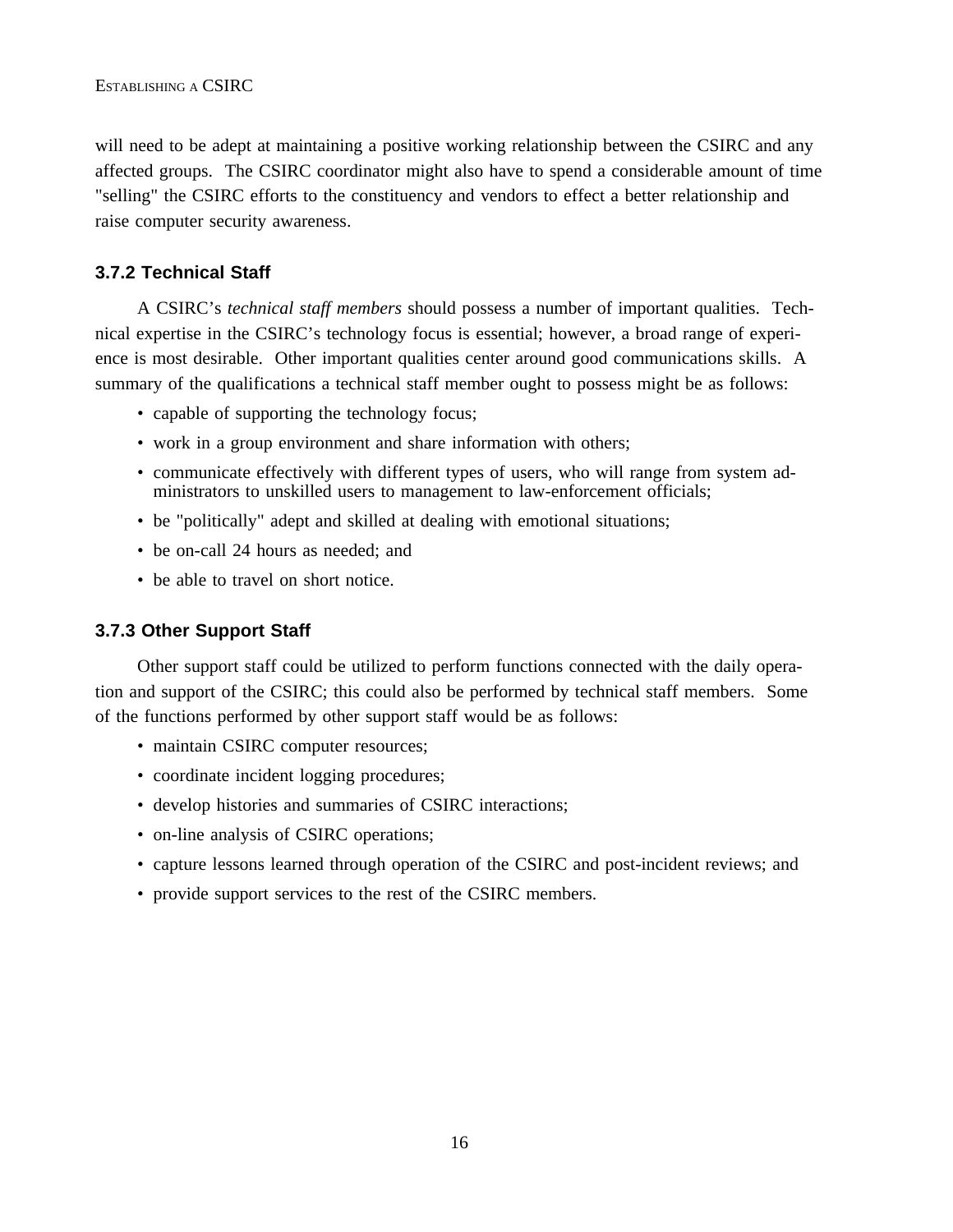will need to be adept at maintaining a positive working relationship between the CSIRC and any affected groups. The CSIRC coordinator might also have to spend a considerable amount of time "selling" the CSIRC efforts to the constituency and vendors to effect a better relationship and raise computer security awareness.

### 3.7.2 Technical Staff

A CSIRC's *technical staff members* should possess a number of important qualities. Technical expertise in the CSIRC's technology focus is essential; however, a broad range of experience is most desirable. Other important qualities center around good communications skills. A summary of the qualifications a technical staff member ought to possess might be as follows:

- capable of supporting the technology focus;
- work in a group environment and share information with others;
- communicate effectively with different types of users, who will range from system administrators to unskilled users to management to law-enforcement officials;
- be "politically" adept and skilled at dealing with emotional situations;
- be on-call 24 hours as needed; and
- be able to travel on short notice.

### 3.7.3 Other Support Staff

Other support staff could be utilized to perform functions connected with the daily operation and support of the CSIRC; this could also be performed by technical staff members. Some of the functions performed by other support staff would be as follows:

- maintain CSIRC computer resources;
- coordinate incident logging procedures;
- develop histories and summaries of CSIRC interactions;
- on-line analysis of CSIRC operations;
- capture lessons learned through operation of the CSIRC and post-incident reviews; and
- provide support services to the rest of the CSIRC members.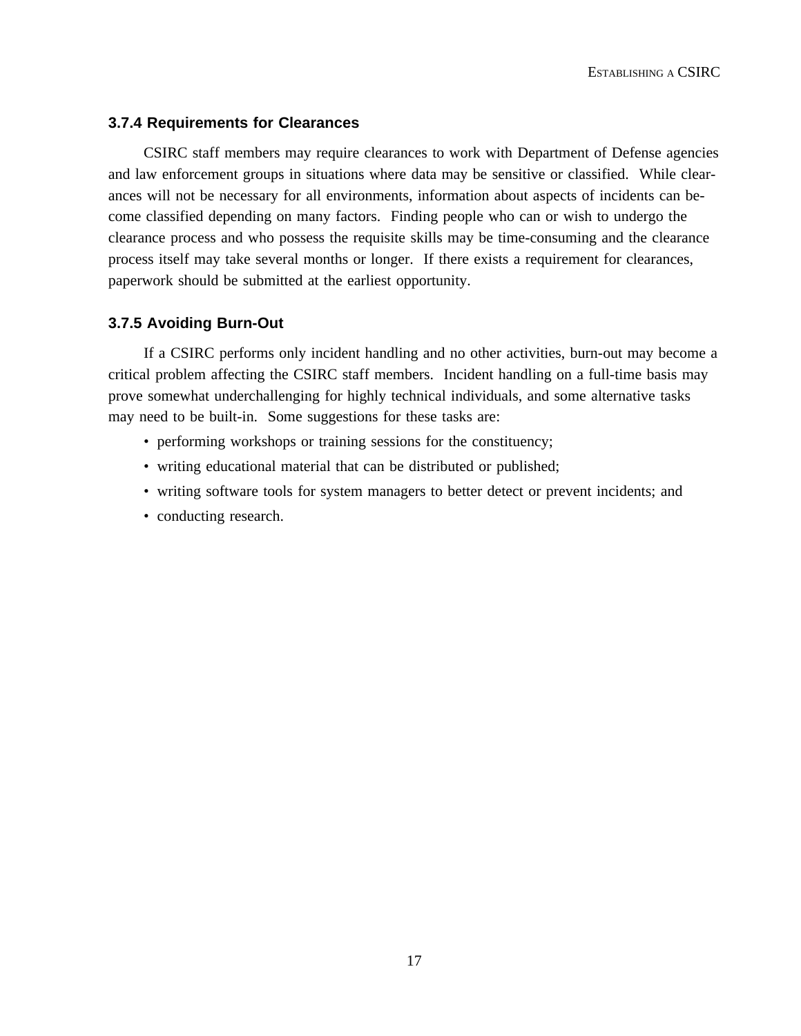### 3.7.4 Requirements for Clearances

CSIRC staff members may require clearances to work with Department of Defense agencies and law enforcement groups in situations where data may be sensitive or classified. While clearances will not be necessary for all environments, information about aspects of incidents can become classified depending on many factors. Finding people who can or wish to undergo the clearance process and who possess the requisite skills may be time-consuming and the clearance process itself may take several months or longer. If there exists a requirement for clearances, paperwork should be submitted at the earliest opportunity.

### 3.7.5 Avoiding Burn-Out

If a CSIRC performs only incident handling and no other activities, burn-out may become a critical problem affecting the CSIRC staff members. Incident handling on a full-time basis may prove somewhat underchallenging for highly technical individuals, and some alternative tasks may need to be built-in. Some suggestions for these tasks are:

- performing workshops or training sessions for the constituency;
- writing educational material that can be distributed or published;
- writing software tools for system managers to better detect or prevent incidents; and
- conducting research.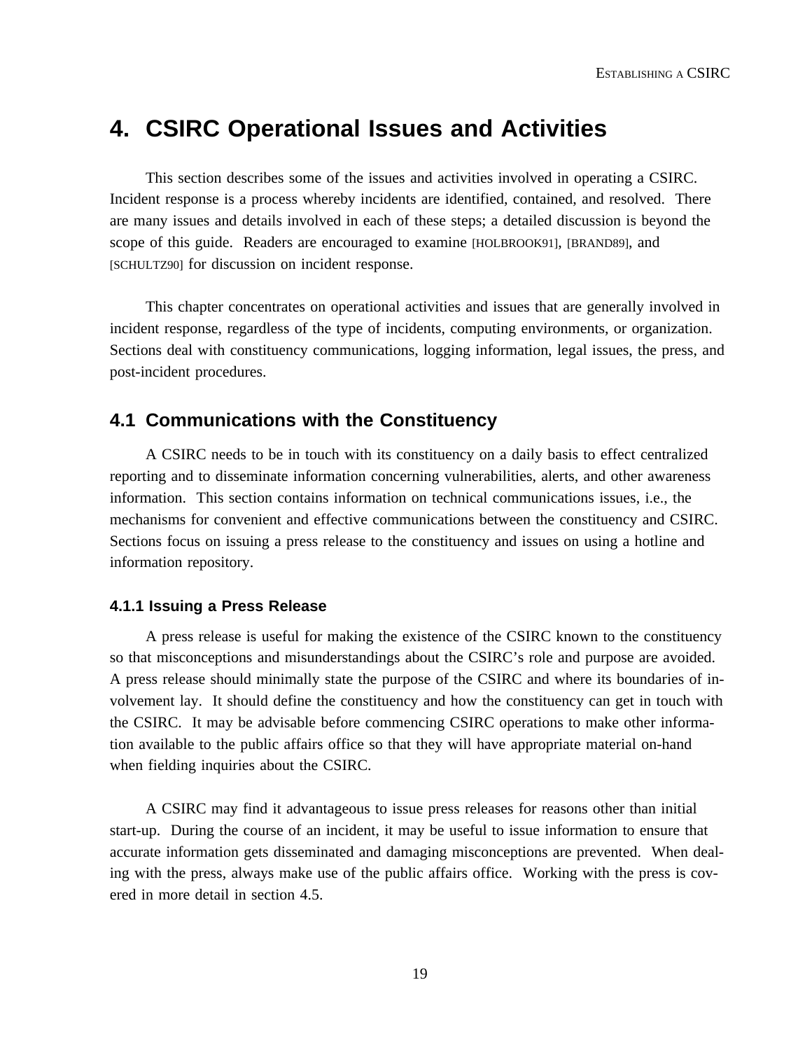# 4. CSIRC Operational Issues and Activities

This section describes some of the issues and activities involved in operating a CSIRC. Incident response is a process whereby incidents are identified, contained, and resolved. There are many issues and details involved in each of these steps; a detailed discussion is beyond the scope of this guide. Readers are encouraged to examine [HOLBROOK91], [BRAND89], and [SCHULTZ90] for discussion on incident response.

This chapter concentrates on operational activities and issues that are generally involved in incident response, regardless of the type of incidents, computing environments, or organization. Sections deal with constituency communications, logging information, legal issues, the press, and post-incident procedures.

## 4.1 Communications with the Constituency

A CSIRC needs to be in touch with its constituency on a daily basis to effect centralized reporting and to disseminate information concerning vulnerabilities, alerts, and other awareness information. This section contains information on technical communications issues, i.e., the mechanisms for convenient and effective communications between the constituency and CSIRC. Sections focus on issuing a press release to the constituency and issues on using a hotline and information repository.

### 4.1.1 Issuing a Press Release

A press release is useful for making the existence of the CSIRC known to the constituency so that misconceptions and misunderstandings about the CSIRC's role and purpose are avoided. A press release should minimally state the purpose of the CSIRC and where its boundaries of involvement lay. It should define the constituency and how the constituency can get in touch with the CSIRC. It may be advisable before commencing CSIRC operations to make other information available to the public affairs office so that they will have appropriate material on-hand when fielding inquiries about the CSIRC.

A CSIRC may find it advantageous to issue press releases for reasons other than initial start-up. During the course of an incident, it may be useful to issue information to ensure that accurate information gets disseminated and damaging misconceptions are prevented. When dealing with the press, always make use of the public affairs office. Working with the press is covered in more detail in section 4.5.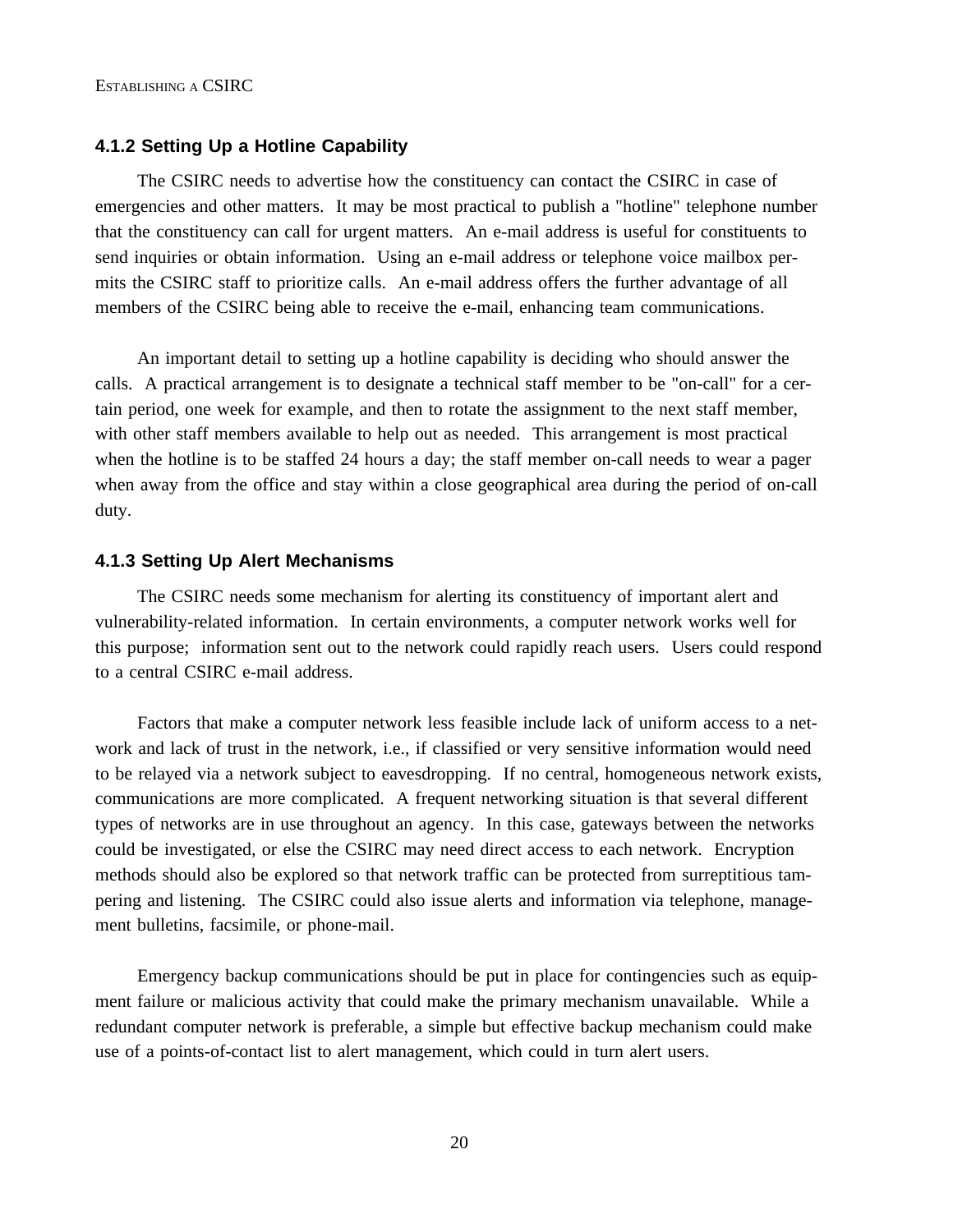### 4.1.2 Setting Up a Hotline Capability

The CSIRC needs to advertise how the constituency can contact the CSIRC in case of emergencies and other matters. It may be most practical to publish a "hotline" telephone number that the constituency can call for urgent matters. An e-mail address is useful for constituents to send inquiries or obtain information. Using an e-mail address or telephone voice mailbox permits the CSIRC staff to prioritize calls. An e-mail address offers the further advantage of all members of the CSIRC being able to receive the e-mail, enhancing team communications.

An important detail to setting up a hotline capability is deciding who should answer the calls. A practical arrangement is to designate a technical staff member to be "on-call" for a certain period, one week for example, and then to rotate the assignment to the next staff member, with other staff members available to help out as needed. This arrangement is most practical when the hotline is to be staffed 24 hours a day; the staff member on-call needs to wear a pager when away from the office and stay within a close geographical area during the period of on-call duty.

### 4.1.3 Setting Up Alert Mechanisms

The CSIRC needs some mechanism for alerting its constituency of important alert and vulnerability-related information. In certain environments, a computer network works well for this purpose; information sent out to the network could rapidly reach users. Users could respond to a central CSIRC e-mail address.

Factors that make a computer network less feasible include lack of uniform access to a network and lack of trust in the network, i.e., if classified or very sensitive information would need to be relayed via a network subject to eavesdropping. If no central, homogeneous network exists, communications are more complicated. A frequent networking situation is that several different types of networks are in use throughout an agency. In this case, gateways between the networks could be investigated, or else the CSIRC may need direct access to each network. Encryption methods should also be explored so that network traffic can be protected from surreptitious tampering and listening. The CSIRC could also issue alerts and information via telephone, management bulletins, facsimile, or phone-mail.

Emergency backup communications should be put in place for contingencies such as equipment failure or malicious activity that could make the primary mechanism unavailable. While a redundant computer network is preferable, a simple but effective backup mechanism could make use of a points-of-contact list to alert management, which could in turn alert users.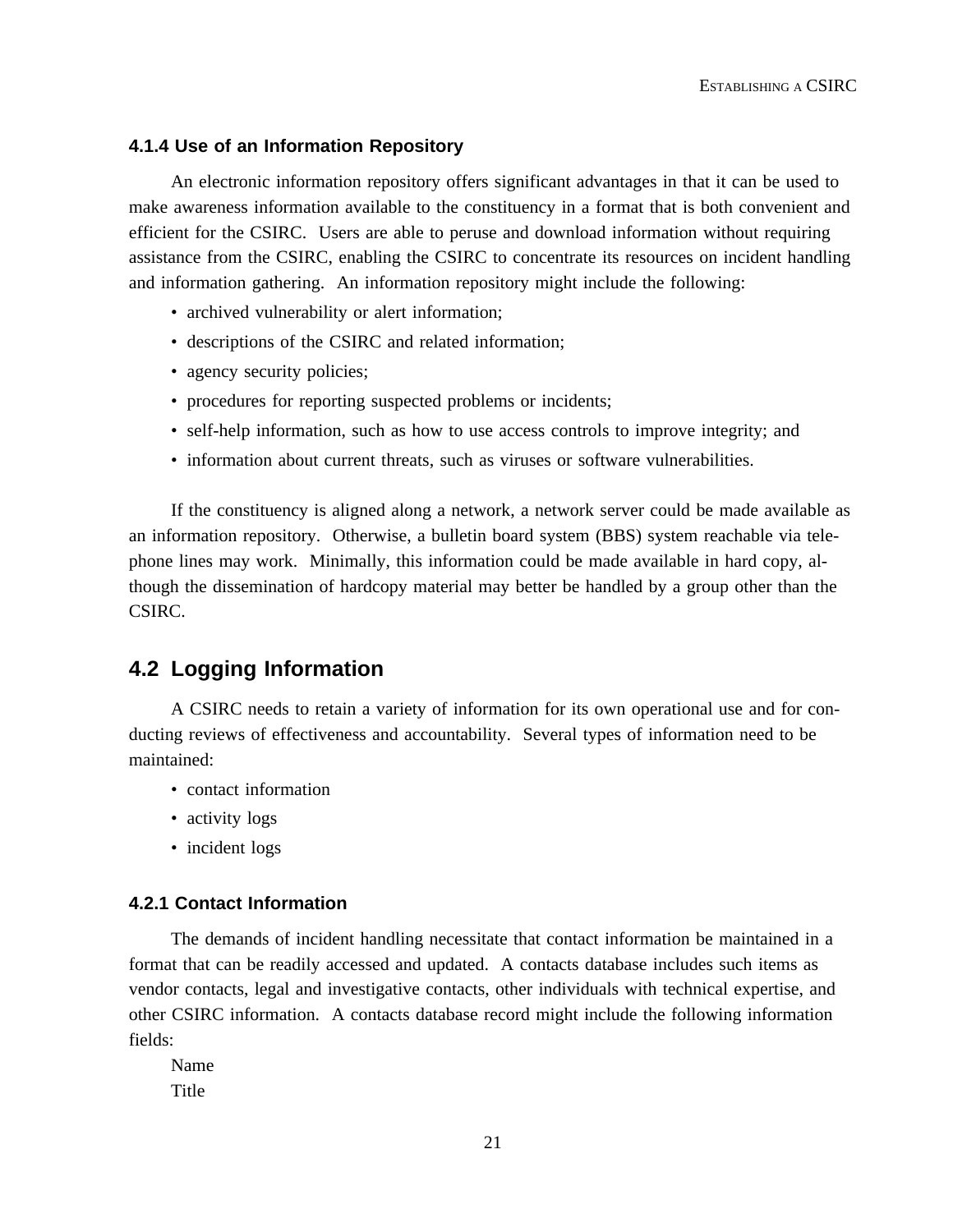### 4.1.4 Use of an Information Repository

An electronic information repository offers significant advantages in that it can be used to make awareness information available to the constituency in a format that is both convenient and efficient for the CSIRC. Users are able to peruse and download information without requiring assistance from the CSIRC, enabling the CSIRC to concentrate its resources on incident handling and information gathering. An information repository might include the following:

- archived vulnerability or alert information;
- descriptions of the CSIRC and related information;
- agency security policies;
- procedures for reporting suspected problems or incidents;
- self-help information, such as how to use access controls to improve integrity; and
- information about current threats, such as viruses or software vulnerabilities.

If the constituency is aligned along a network, a network server could be made available as an information repository. Otherwise, a bulletin board system (BBS) system reachable via telephone lines may work. Minimally, this information could be made available in hard copy, although the dissemination of hardcopy material may better be handled by a group other than the CSIRC.

## 4.2 Logging Information

A CSIRC needs to retain a variety of information for its own operational use and for conducting reviews of effectiveness and accountability. Several types of information need to be maintained:

- contact information
- activity logs
- incident logs

### 4.2.1 Contact Information

The demands of incident handling necessitate that contact information be maintained in a format that can be readily accessed and updated. A contacts database includes such items as vendor contacts, legal and investigative contacts, other individuals with technical expertise, and other CSIRC information. A contacts database record might include the following information fields:

Name
Title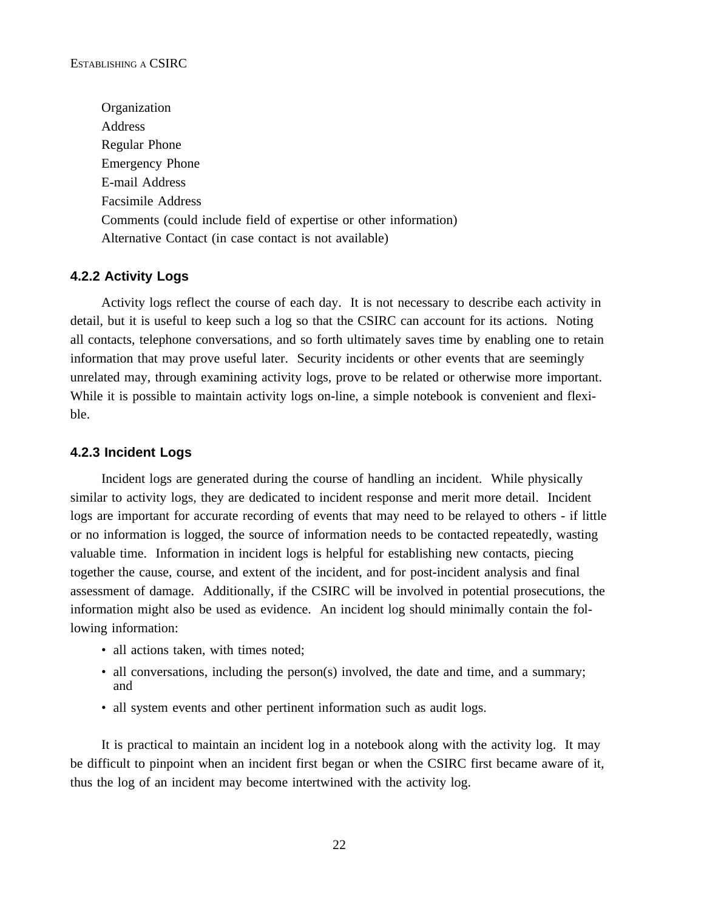Organization  
Address  
Regular Phone  
Emergency Phone  
E-mail Address  
Facsimile Address  
Comments (could include field of expertise or other information)  
Alternative Contact (in case contact is not available)

### 4.2.2 Activity Logs

Activity logs reflect the course of each day. It is not necessary to describe each activity in detail, but it is useful to keep such a log so that the CSIRC can account for its actions. Noting all contacts, telephone conversations, and so forth ultimately saves time by enabling one to retain information that may prove useful later. Security incidents or other events that are seemingly unrelated may, through examining activity logs, prove to be related or otherwise more important. While it is possible to maintain activity logs on-line, a simple notebook is convenient and flexible.

### 4.2.3 Incident Logs

Incident logs are generated during the course of handling an incident. While physically similar to activity logs, they are dedicated to incident response and merit more detail. Incident logs are important for accurate recording of events that may need to be relayed to others - if little or no information is logged, the source of information needs to be contacted repeatedly, wasting valuable time. Information in incident logs is helpful for establishing new contacts, piecing together the cause, course, and extent of the incident, and for post-incident analysis and final assessment of damage. Additionally, if the CSIRC will be involved in potential prosecutions, the information might also be used as evidence. An incident log should minimally contain the following information:

- all actions taken, with times noted;
- all conversations, including the person(s) involved, the date and time, and a summary; and
- all system events and other pertinent information such as audit logs.

It is practical to maintain an incident log in a notebook along with the activity log. It may be difficult to pinpoint when an incident first began or when the CSIRC first became aware of it, thus the log of an incident may become intertwined with the activity log.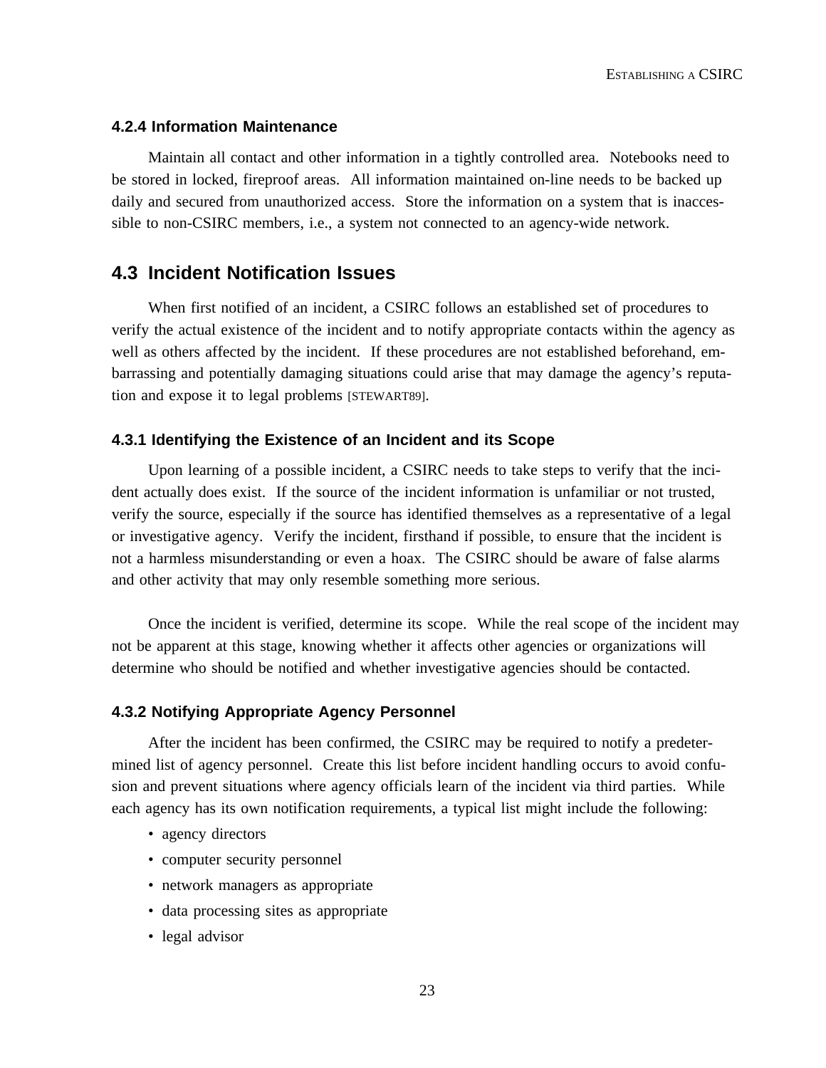### 4.2.4 Information Maintenance

Maintain all contact and other information in a tightly controlled area. Notebooks need to be stored in locked, fireproof areas. All information maintained on-line needs to be backed up daily and secured from unauthorized access. Store the information on a system that is inaccessible to non-CSIRC members, i.e., a system not connected to an agency-wide network.

## 4.3 Incident Notification Issues

When first notified of an incident, a CSIRC follows an established set of procedures to verify the actual existence of the incident and to notify appropriate contacts within the agency as well as others affected by the incident. If these procedures are not established beforehand, embarrassing and potentially damaging situations could arise that may damage the agency's reputation and expose it to legal problems [STEWART89].

### 4.3.1 Identifying the Existence of an Incident and its Scope

Upon learning of a possible incident, a CSIRC needs to take steps to verify that the incident actually does exist. If the source of the incident information is unfamiliar or not trusted, verify the source, especially if the source has identified themselves as a representative of a legal or investigative agency. Verify the incident, firsthand if possible, to ensure that the incident is not a harmless misunderstanding or even a hoax. The CSIRC should be aware of false alarms and other activity that may only resemble something more serious.

Once the incident is verified, determine its scope. While the real scope of the incident may not be apparent at this stage, knowing whether it affects other agencies or organizations will determine who should be notified and whether investigative agencies should be contacted.

### 4.3.2 Notifying Appropriate Agency Personnel

After the incident has been confirmed, the CSIRC may be required to notify a predetermined list of agency personnel. Create this list before incident handling occurs to avoid confusion and prevent situations where agency officials learn of the incident via third parties. While each agency has its own notification requirements, a typical list might include the following:

- agency directors
- computer security personnel
- network managers as appropriate
- data processing sites as appropriate
- legal advisor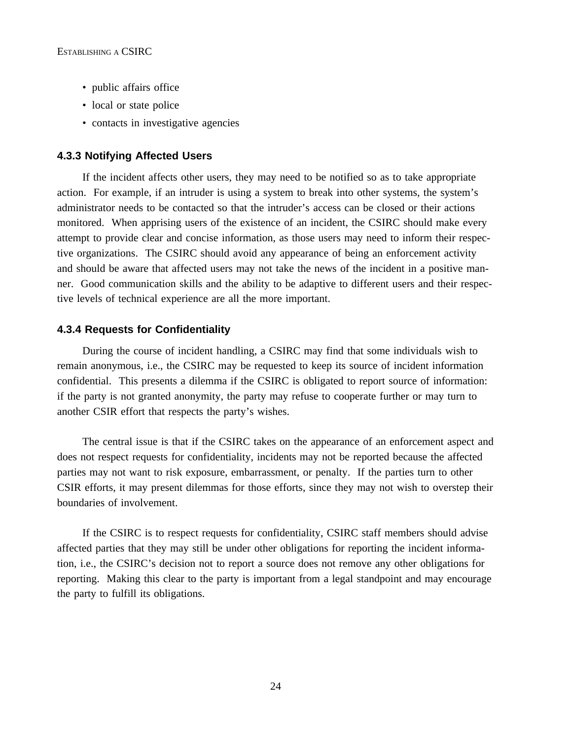- public affairs office
- local or state police
- contacts in investigative agencies

### 4.3.3 Notifying Affected Users

If the incident affects other users, they may need to be notified so as to take appropriate action. For example, if an intruder is using a system to break into other systems, the system's administrator needs to be contacted so that the intruder's access can be closed or their actions monitored. When apprising users of the existence of an incident, the CSIRC should make every attempt to provide clear and concise information, as those users may need to inform their respective organizations. The CSIRC should avoid any appearance of being an enforcement activity and should be aware that affected users may not take the news of the incident in a positive manner. Good communication skills and the ability to be adaptive to different users and their respective levels of technical experience are all the more important.

### 4.3.4 Requests for Confidentiality

During the course of incident handling, a CSIRC may find that some individuals wish to remain anonymous, i.e., the CSIRC may be requested to keep its source of incident information confidential. This presents a dilemma if the CSIRC is obligated to report source of information: if the party is not granted anonymity, the party may refuse to cooperate further or may turn to another CSIR effort that respects the party's wishes.

The central issue is that if the CSIRC takes on the appearance of an enforcement aspect and does not respect requests for confidentiality, incidents may not be reported because the affected parties may not want to risk exposure, embarrassment, or penalty. If the parties turn to other CSIR efforts, it may present dilemmas for those efforts, since they may not wish to overstep their boundaries of involvement.

If the CSIRC is to respect requests for confidentiality, CSIRC staff members should advise affected parties that they may still be under other obligations for reporting the incident information, i.e., the CSIRC's decision not to report a source does not remove any other obligations for reporting. Making this clear to the party is important from a legal standpoint and may encourage the party to fulfill its obligations.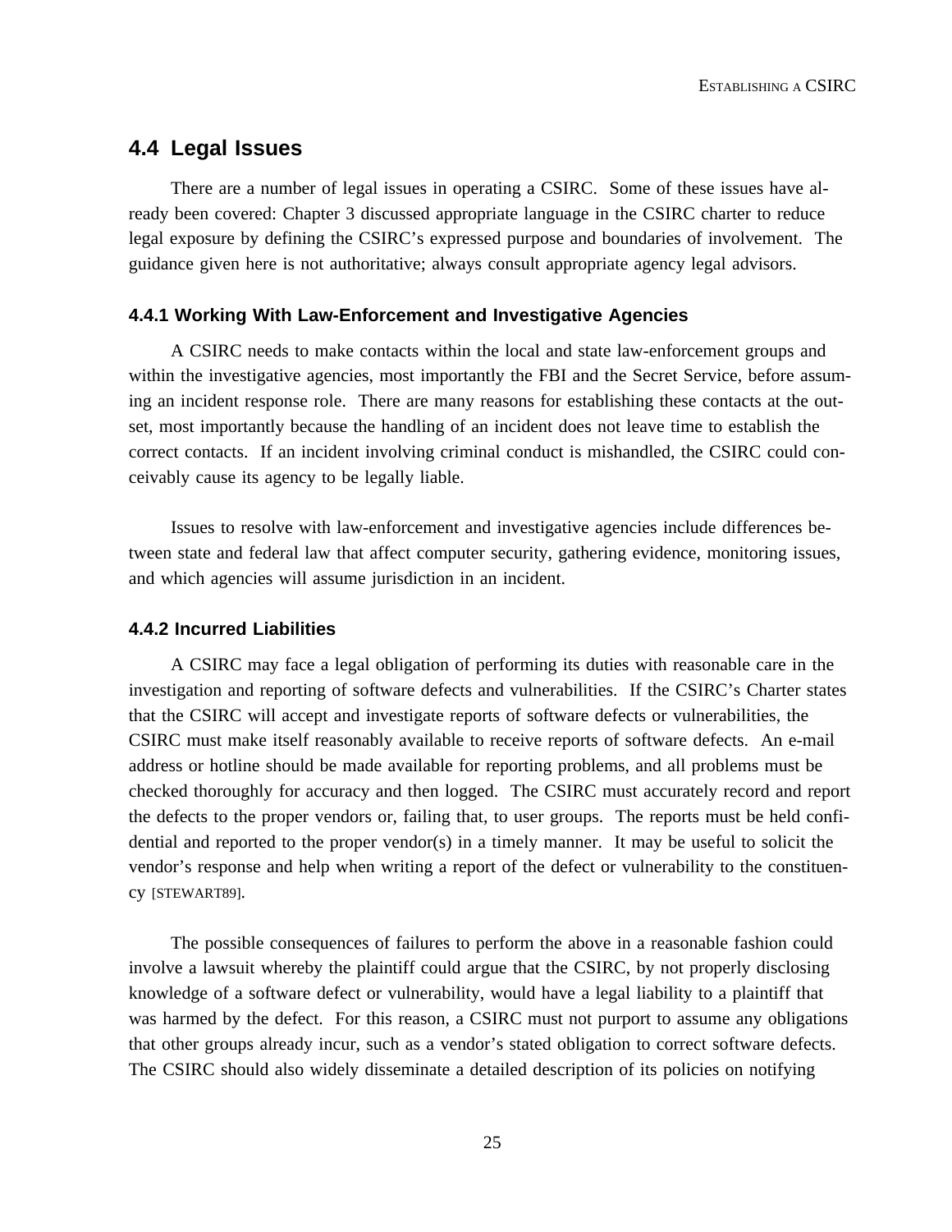## 4.4 Legal Issues

There are a number of legal issues in operating a CSIRC. Some of these issues have already been covered: Chapter 3 discussed appropriate language in the CSIRC charter to reduce legal exposure by defining the CSIRC's expressed purpose and boundaries of involvement. The guidance given here is not authoritative; always consult appropriate agency legal advisors.

### 4.4.1 Working With Law-Enforcement and Investigative Agencies

A CSIRC needs to make contacts within the local and state law-enforcement groups and within the investigative agencies, most importantly the FBI and the Secret Service, before assuming an incident response role. There are many reasons for establishing these contacts at the outset, most importantly because the handling of an incident does not leave time to establish the correct contacts. If an incident involving criminal conduct is mishandled, the CSIRC could conceivably cause its agency to be legally liable.

Issues to resolve with law-enforcement and investigative agencies include differences between state and federal law that affect computer security, gathering evidence, monitoring issues, and which agencies will assume jurisdiction in an incident.

### 4.4.2 Incurred Liabilities

A CSIRC may face a legal obligation of performing its duties with reasonable care in the investigation and reporting of software defects and vulnerabilities. If the CSIRC's Charter states that the CSIRC will accept and investigate reports of software defects or vulnerabilities, the CSIRC must make itself reasonably available to receive reports of software defects. An e-mail address or hotline should be made available for reporting problems, and all problems must be checked thoroughly for accuracy and then logged. The CSIRC must accurately record and report the defects to the proper vendors or, failing that, to user groups. The reports must be held confidential and reported to the proper vendor(s) in a timely manner. It may be useful to solicit the vendor's response and help when writing a report of the defect or vulnerability to the constituency [STEWART89].

The possible consequences of failures to perform the above in a reasonable fashion could involve a lawsuit whereby the plaintiff could argue that the CSIRC, by not properly disclosing knowledge of a software defect or vulnerability, would have a legal liability to a plaintiff that was harmed by the defect. For this reason, a CSIRC must not purport to assume any obligations that other groups already incur, such as a vendor's stated obligation to correct software defects. The CSIRC should also widely disseminate a detailed description of its policies on notifying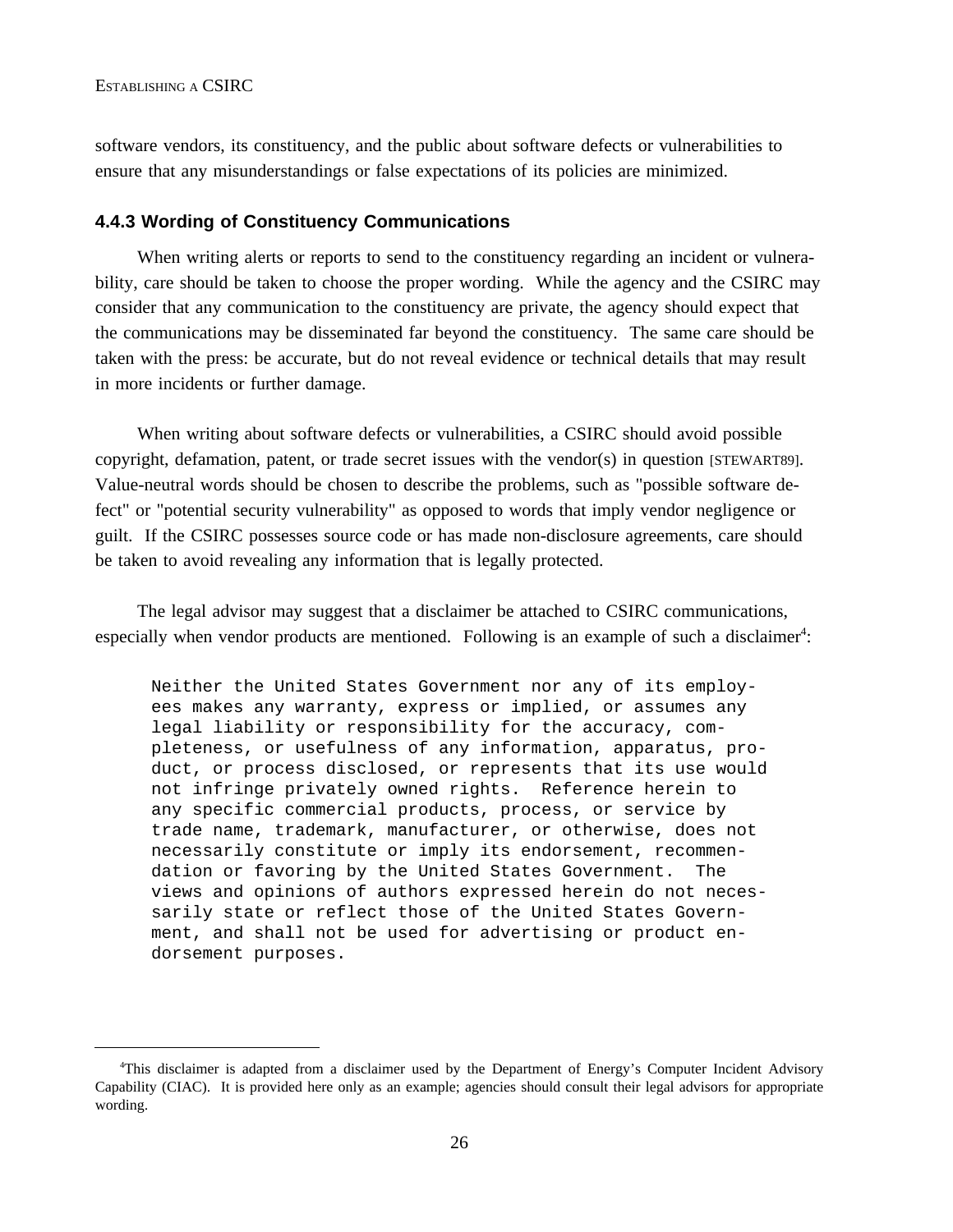software vendors, its constituency, and the public about software defects or vulnerabilities to ensure that any misunderstandings or false expectations of its policies are minimized.

### 4.4.3 Wording of Constituency Communications

When writing alerts or reports to send to the constituency regarding an incident or vulnerability, care should be taken to choose the proper wording. While the agency and the CSIRC may consider that any communication to the constituency are private, the agency should expect that the communications may be disseminated far beyond the constituency. The same care should be taken with the press: be accurate, but do not reveal evidence or technical details that may result in more incidents or further damage.

When writing about software defects or vulnerabilities, a CSIRC should avoid possible copyright, defamation, patent, or trade secret issues with the vendor(s) in question [STEWART89]. Value-neutral words should be chosen to describe the problems, such as "possible software defect" or "potential security vulnerability" as opposed to words that imply vendor negligence or guilt. If the CSIRC possesses source code or has made non-disclosure agreements, care should be taken to avoid revealing any information that is legally protected.

The legal advisor may suggest that a disclaimer be attached to CSIRC communications, especially when vendor products are mentioned. Following is an example of such a disclaimer[4]:

```
Neither the United States Government nor any of its employ-
ees makes any warranty, express or implied, or assumes any
legal liability or responsibility for the accuracy, com-
pleteness, or usefulness of any information, apparatus, pro-
duct, or process disclosed, or represents that its use would
not infringe privately owned rights.  Reference herein to
any specific commercial products, process, or service by
trade name, trademark, manufacturer, or otherwise, does not
necessarily constitute or imply its endorsement, recommen-
dation or favoring by the United States Government.  The
views and opinions of authors expressed herein do not neces-
sarily state or reflect those of the United States Govern-
ment, and shall not be used for advertising or product en-
dorsement purposes.
```

[4] This disclaimer is adapted from a disclaimer used by the Department of Energy's Computer Incident Advisory Capability (CIAC). It is provided here only as an example; agencies should consult their legal advisors for appropriate wording.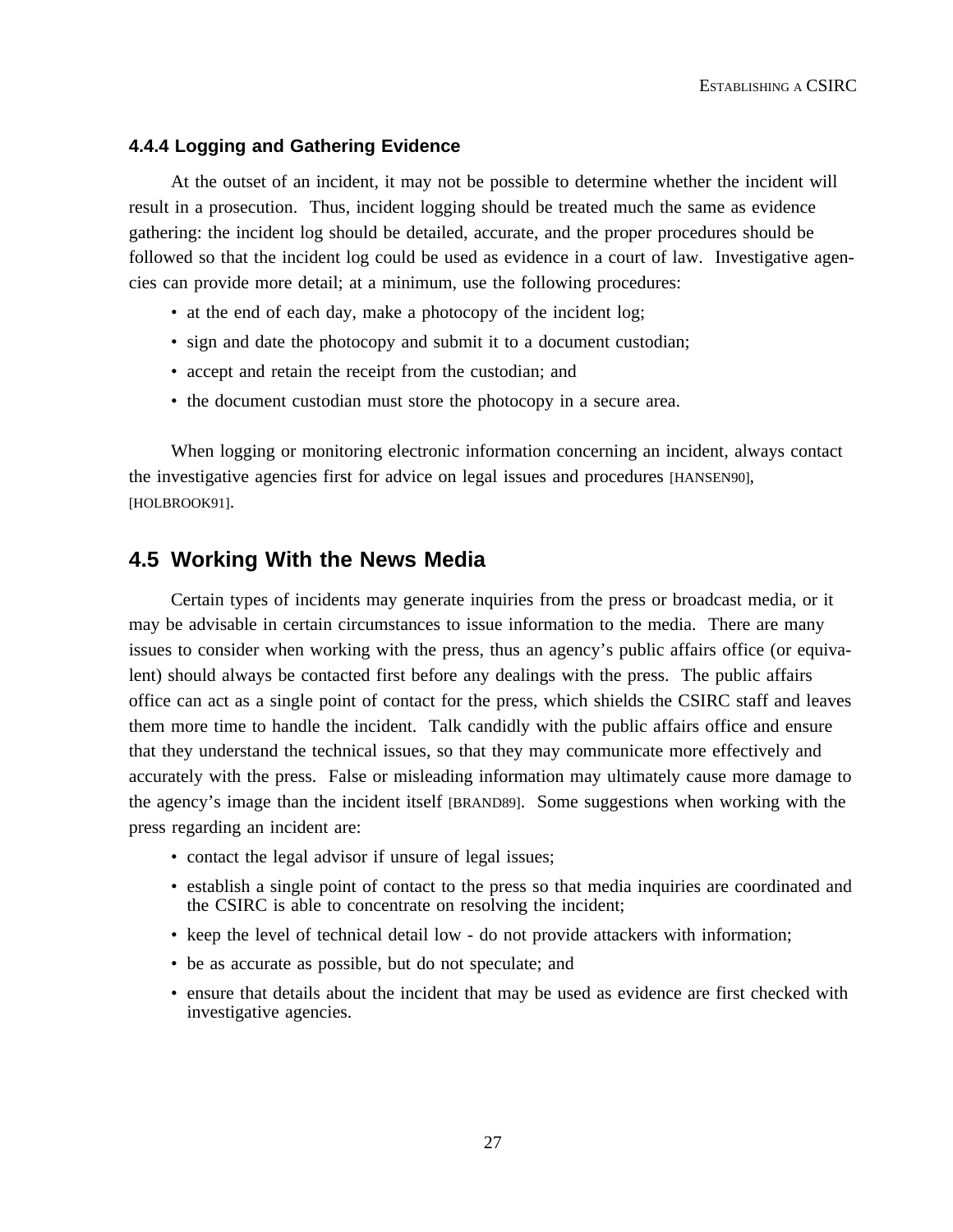#### 4.4.4 Logging and Gathering Evidence

At the outset of an incident, it may not be possible to determine whether the incident will result in a prosecution. Thus, incident logging should be treated much the same as evidence gathering: the incident log should be detailed, accurate, and the proper procedures should be followed so that the incident log could be used as evidence in a court of law. Investigative agencies can provide more detail; at a minimum, use the following procedures:

- at the end of each day, make a photocopy of the incident log;
- sign and date the photocopy and submit it to a document custodian;
- accept and retain the receipt from the custodian; and
- the document custodian must store the photocopy in a secure area.

When logging or monitoring electronic information concerning an incident, always contact the investigative agencies first for advice on legal issues and procedures [HANSEN90], [HOLBROOK91].

## 4.5 Working With the News Media

Certain types of incidents may generate inquiries from the press or broadcast media, or it may be advisable in certain circumstances to issue information to the media. There are many issues to consider when working with the press, thus an agency's public affairs office (or equivalent) should always be contacted first before any dealings with the press. The public affairs office can act as a single point of contact for the press, which shields the CSIRC staff and leaves them more time to handle the incident. Talk candidly with the public affairs office and ensure that they understand the technical issues, so that they may communicate more effectively and accurately with the press. False or misleading information may ultimately cause more damage to the agency's image than the incident itself [BRAND89]. Some suggestions when working with the press regarding an incident are:

- contact the legal advisor if unsure of legal issues;
- establish a single point of contact to the press so that media inquiries are coordinated and the CSIRC is able to concentrate on resolving the incident;
- keep the level of technical detail low - do not provide attackers with information;
- be as accurate as possible, but do not speculate; and
- ensure that details about the incident that may be used as evidence are first checked with investigative agencies.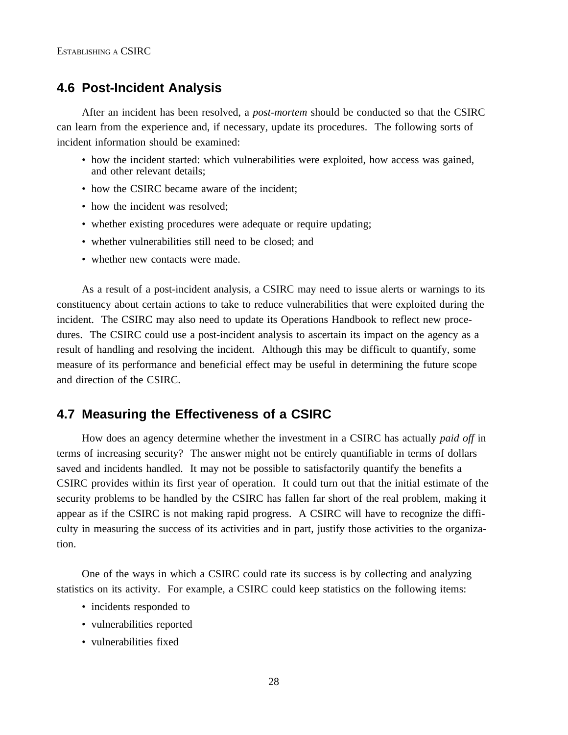## 4.6 Post-Incident Analysis

After an incident has been resolved, a *post-mortem* should be conducted so that the CSIRC can learn from the experience and, if necessary, update its procedures. The following sorts of incident information should be examined:

- how the incident started: which vulnerabilities were exploited, how access was gained, and other relevant details;
- how the CSIRC became aware of the incident;
- how the incident was resolved;
- whether existing procedures were adequate or require updating;
- whether vulnerabilities still need to be closed; and
- whether new contacts were made.

As a result of a post-incident analysis, a CSIRC may need to issue alerts or warnings to its constituency about certain actions to take to reduce vulnerabilities that were exploited during the incident. The CSIRC may also need to update its Operations Handbook to reflect new procedures. The CSIRC could use a post-incident analysis to ascertain its impact on the agency as a result of handling and resolving the incident. Although this may be difficult to quantify, some measure of its performance and beneficial effect may be useful in determining the future scope and direction of the CSIRC.

## 4.7 Measuring the Effectiveness of a CSIRC

How does an agency determine whether the investment in a CSIRC has actually *paid off* in terms of increasing security? The answer might not be entirely quantifiable in terms of dollars saved and incidents handled. It may not be possible to satisfactorily quantify the benefits a CSIRC provides within its first year of operation. It could turn out that the initial estimate of the security problems to be handled by the CSIRC has fallen far short of the real problem, making it appear as if the CSIRC is not making rapid progress. A CSIRC will have to recognize the difficulty in measuring the success of its activities and in part, justify those activities to the organization.

One of the ways in which a CSIRC could rate its success is by collecting and analyzing statistics on its activity. For example, a CSIRC could keep statistics on the following items:

- incidents responded to
- vulnerabilities reported
- vulnerabilities fixed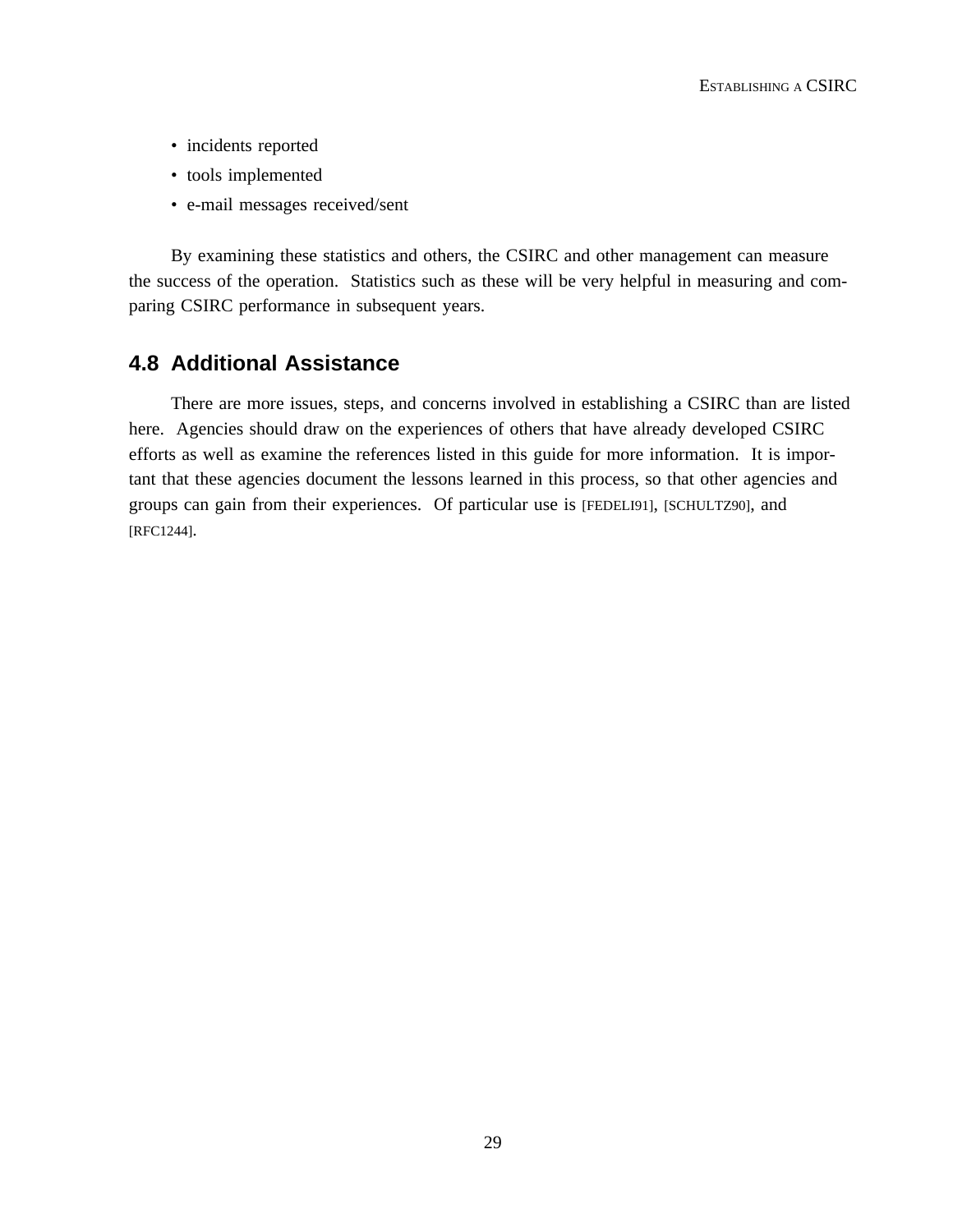- incidents reported
- tools implemented
- e-mail messages received/sent

By examining these statistics and others, the CSIRC and other management can measure the success of the operation. Statistics such as these will be very helpful in measuring and comparing CSIRC performance in subsequent years.

## 4.8 Additional Assistance

There are more issues, steps, and concerns involved in establishing a CSIRC than are listed here. Agencies should draw on the experiences of others that have already developed CSIRC efforts as well as examine the references listed in this guide for more information. It is important that these agencies document the lessons learned in this process, so that other agencies and groups can gain from their experiences. Of particular use is [FEDELI91], [SCHULTZ90], and [RFC1244].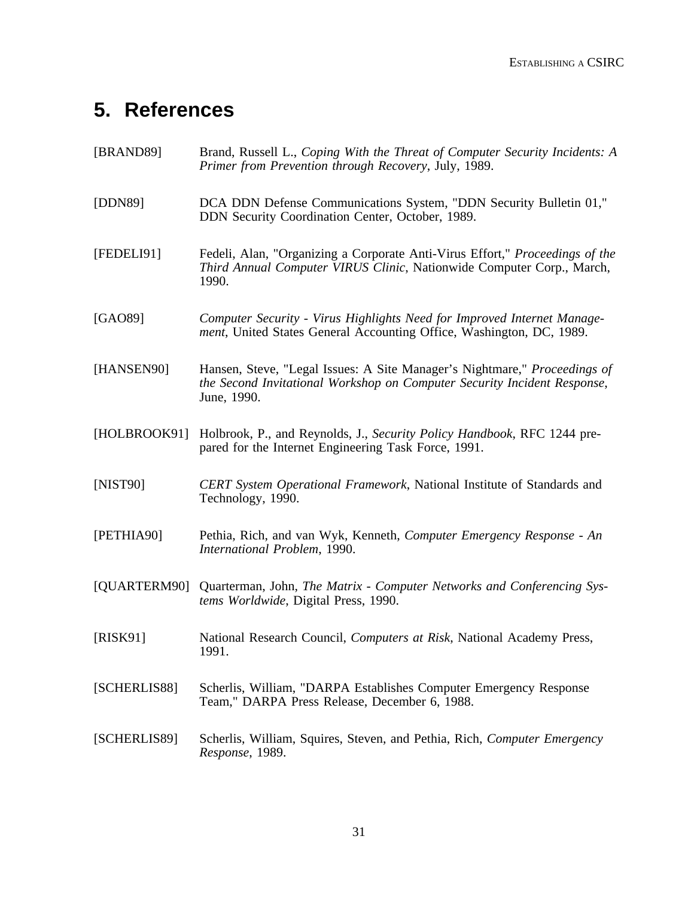# 5. References

[BRAND89] Brand, Russell L., *Coping With the Threat of Computer Security Incidents: A Primer from Prevention through Recovery*, July, 1989.

[DDN89] DCA DDN Defense Communications System, "DDN Security Bulletin 01," DDN Security Coordination Center, October, 1989.

[FEDELI91] Fedeli, Alan, "Organizing a Corporate Anti-Virus Effort," *Proceedings of the Third Annual Computer VIRUS Clinic*, Nationwide Computer Corp., March, 1990.

[GAO89] *Computer Security - Virus Highlights Need for Improved Internet Management*, United States General Accounting Office, Washington, DC, 1989.

[HANSEN90] Hansen, Steve, "Legal Issues: A Site Manager's Nightmare," *Proceedings of the Second Invitational Workshop on Computer Security Incident Response*, June, 1990.

[HOLBROOK91] Holbrook, P., and Reynolds, J., *Security Policy Handbook*, RFC 1244 prepared for the Internet Engineering Task Force, 1991.

[NIST90] *CERT System Operational Framework*, National Institute of Standards and Technology, 1990.

[PETHIA90] Pethia, Rich, and van Wyk, Kenneth, *Computer Emergency Response - An International Problem*, 1990.

[QUARTERM90] Quarterman, John, *The Matrix - Computer Networks and Conferencing Systems Worldwide*, Digital Press, 1990.

[RISK91] National Research Council, *Computers at Risk*, National Academy Press, 1991.

[SCHERLIS88] Scherlis, William, "DARPA Establishes Computer Emergency Response Team," DARPA Press Release, December 6, 1988.

[SCHERLIS89] Scherlis, William, Squires, Steven, and Pethia, Rich, *Computer Emergency Response*, 1989.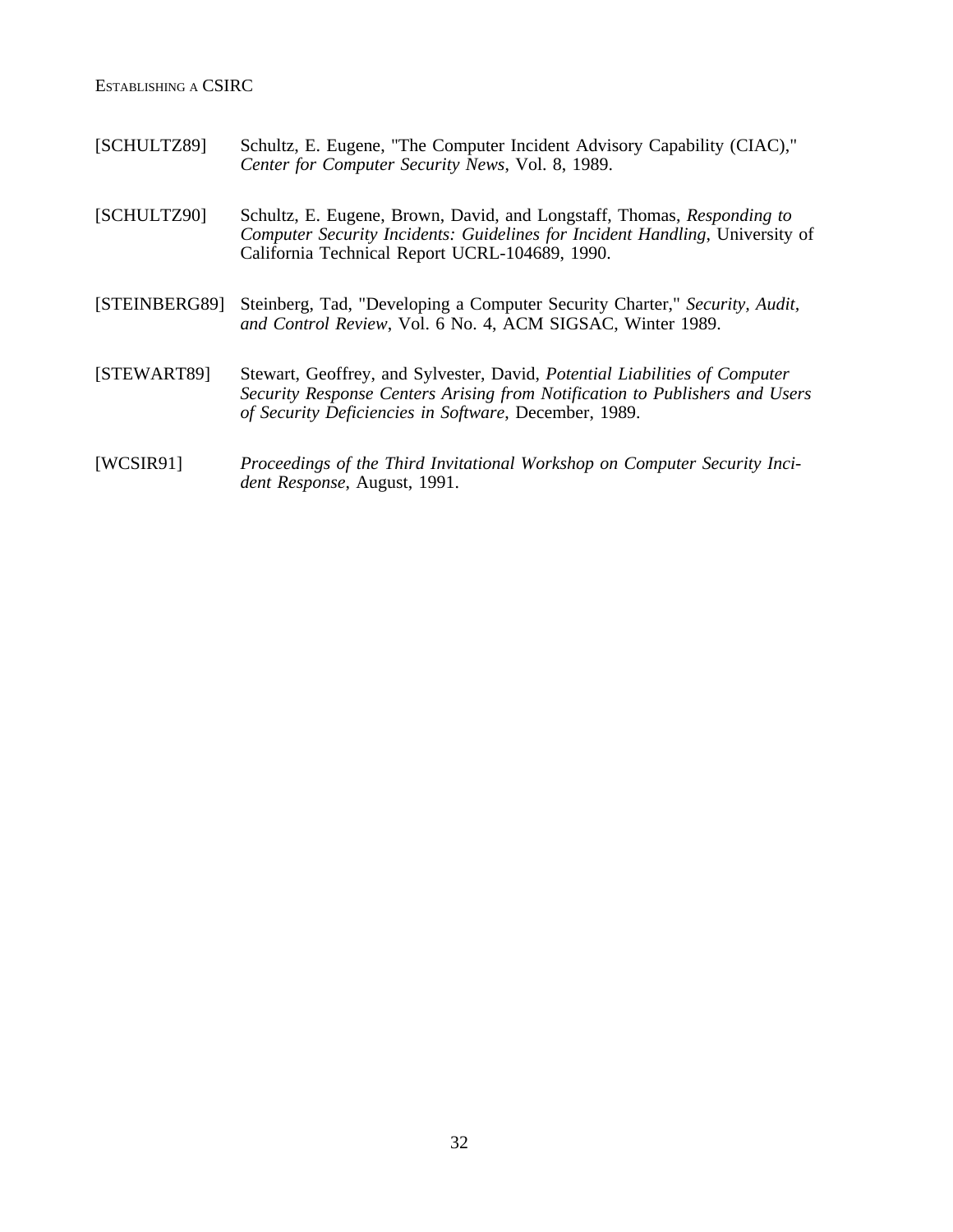[SCHULTZ89] Schultz, E. Eugene, "The Computer Incident Advisory Capability (CIAC)," *Center for Computer Security News*, Vol. 8, 1989.

[SCHULTZ90] Schultz, E. Eugene, Brown, David, and Longstaff, Thomas, *Responding to Computer Security Incidents: Guidelines for Incident Handling*, University of California Technical Report UCRL-104689, 1990.

[STEINBERG89] Steinberg, Tad, "Developing a Computer Security Charter," *Security, Audit, and Control Review*, Vol. 6 No. 4, ACM SIGSAC, Winter 1989.

[STEWART89] Stewart, Geoffrey, and Sylvester, David, *Potential Liabilities of Computer Security Response Centers Arising from Notification to Publishers and Users of Security Deficiencies in Software*, December, 1989.

[WCSIR91] *Proceedings of the Third Invitational Workshop on Computer Security Incident Response*, August, 1991.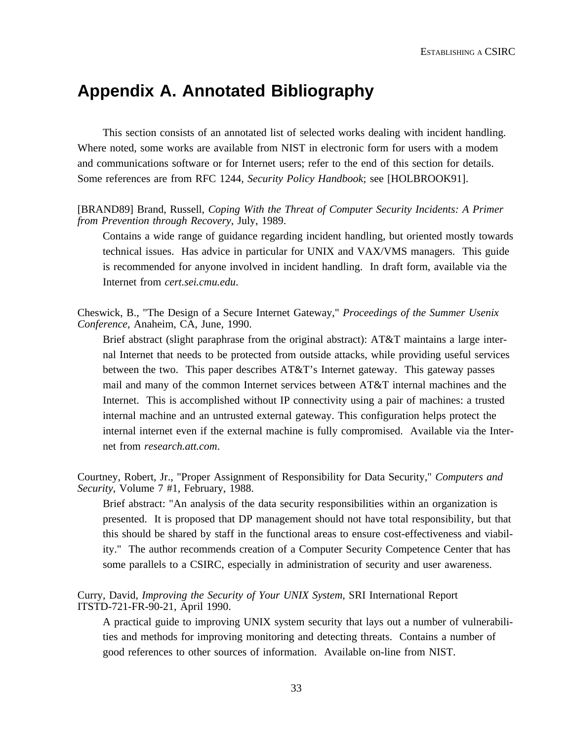# Appendix A. Annotated Bibliography

This section consists of an annotated list of selected works dealing with incident handling. Where noted, some works are available from NIST in electronic form for users with a modem and communications software or for Internet users; refer to the end of this section for details. Some references are from RFC 1244, *Security Policy Handbook*; see [HOLBROOK91].

[BRAND89] Brand, Russell, *Coping With the Threat of Computer Security Incidents: A Primer from Prevention through Recovery*, July, 1989.

Contains a wide range of guidance regarding incident handling, but oriented mostly towards technical issues. Has advice in particular for UNIX and VAX/VMS managers. This guide is recommended for anyone involved in incident handling. In draft form, available via the Internet from *cert.sei.cmu.edu*.

Cheswick, B., "The Design of a Secure Internet Gateway," *Proceedings of the Summer Usenix Conference*, Anaheim, CA, June, 1990.

Brief abstract (slight paraphrase from the original abstract): AT&T maintains a large internal Internet that needs to be protected from outside attacks, while providing useful services between the two. This paper describes AT&T's Internet gateway. This gateway passes mail and many of the common Internet services between AT&T internal machines and the Internet. This is accomplished without IP connectivity using a pair of machines: a trusted internal machine and an untrusted external gateway. This configuration helps protect the internal internet even if the external machine is fully compromised. Available via the Internet from *research.att.com*.

Courtney, Robert, Jr., "Proper Assignment of Responsibility for Data Security," *Computers and Security*, Volume 7 #1, February, 1988.

Brief abstract: "An analysis of the data security responsibilities within an organization is presented. It is proposed that DP management should not have total responsibility, but that this should be shared by staff in the functional areas to ensure cost-effectiveness and viability." The author recommends creation of a Computer Security Competence Center that has some parallels to a CSIRC, especially in administration of security and user awareness.

Curry, David, *Improving the Security of Your UNIX System*, SRI International Report ITSTD-721-FR-90-21, April 1990.

A practical guide to improving UNIX system security that lays out a number of vulnerabilities and methods for improving monitoring and detecting threats. Contains a number of good references to other sources of information. Available on-line from NIST.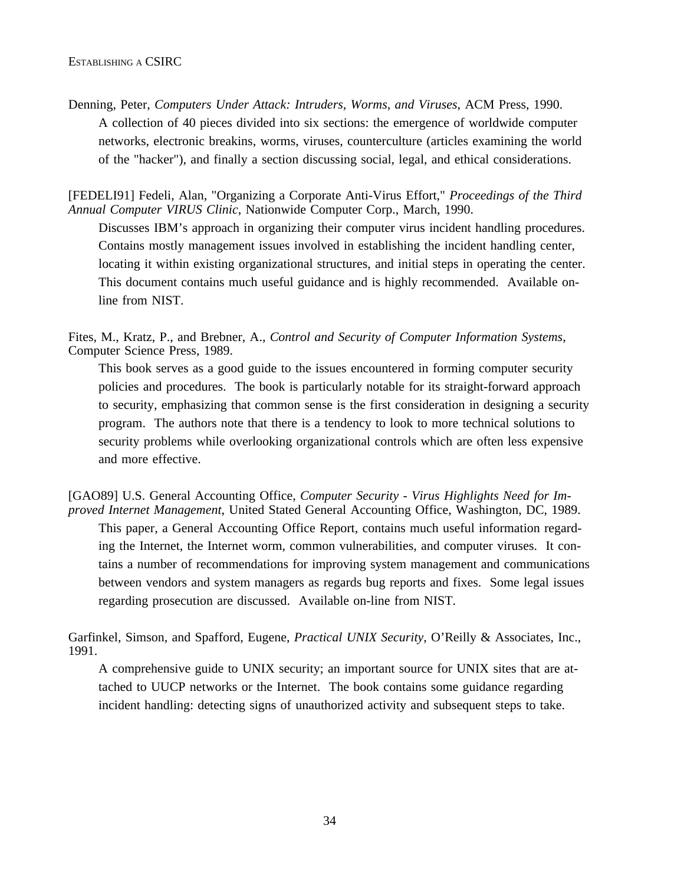Denning, Peter, *Computers Under Attack: Intruders, Worms, and Viruses*, ACM Press, 1990.

A collection of 40 pieces divided into six sections: the emergence of worldwide computer networks, electronic breakins, worms, viruses, counterculture (articles examining the world of the "hacker"), and finally a section discussing social, legal, and ethical considerations.

[FEDELI91] Fedeli, Alan, "Organizing a Corporate Anti-Virus Effort," *Proceedings of the Third Annual Computer VIRUS Clinic*, Nationwide Computer Corp., March, 1990.

Discusses IBM's approach in organizing their computer virus incident handling procedures. Contains mostly management issues involved in establishing the incident handling center, locating it within existing organizational structures, and initial steps in operating the center. This document contains much useful guidance and is highly recommended. Available on-line from NIST.

Fites, M., Kratz, P., and Brebner, A., *Control and Security of Computer Information Systems*, Computer Science Press, 1989.

This book serves as a good guide to the issues encountered in forming computer security policies and procedures. The book is particularly notable for its straight-forward approach to security, emphasizing that common sense is the first consideration in designing a security program. The authors note that there is a tendency to look to more technical solutions to security problems while overlooking organizational controls which are often less expensive and more effective.

[GAO89] U.S. General Accounting Office, *Computer Security - Virus Highlights Need for Improved Internet Management*, United Stated General Accounting Office, Washington, DC, 1989.

This paper, a General Accounting Office Report, contains much useful information regarding the Internet, the Internet worm, common vulnerabilities, and computer viruses. It contains a number of recommendations for improving system management and communications between vendors and system managers as regards bug reports and fixes. Some legal issues regarding prosecution are discussed. Available on-line from NIST.

Garfinkel, Simson, and Spafford, Eugene, *Practical UNIX Security*, O'Reilly & Associates, Inc., 1991.

A comprehensive guide to UNIX security; an important source for UNIX sites that are attached to UUCP networks or the Internet. The book contains some guidance regarding incident handling: detecting signs of unauthorized activity and subsequent steps to take.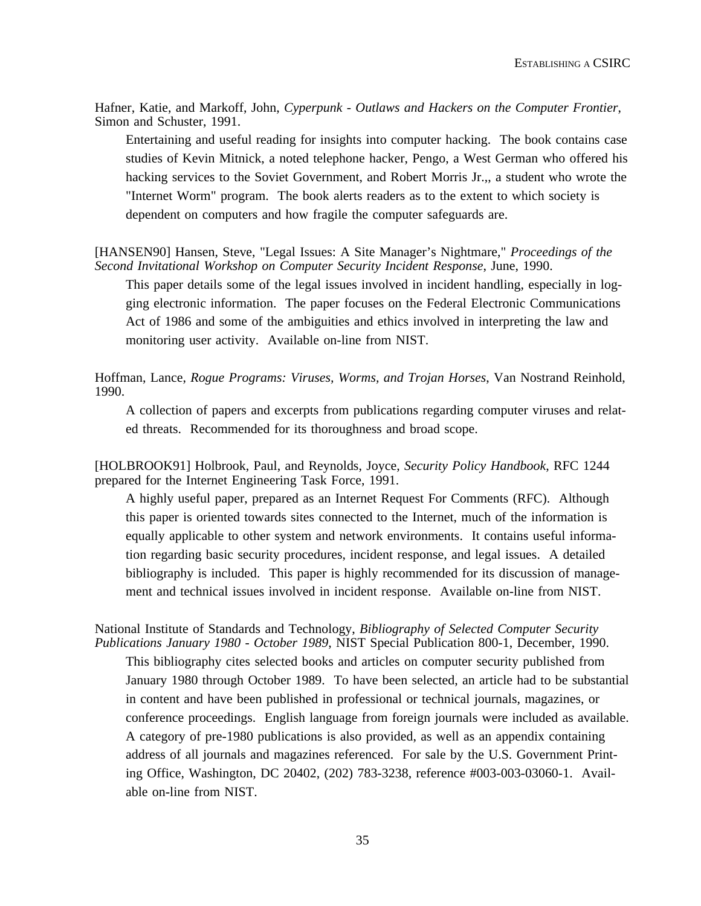Hafner, Katie, and Markoff, John, *Cyperpunk - Outlaws and Hackers on the Computer Frontier*, Simon and Schuster, 1991.

Entertaining and useful reading for insights into computer hacking. The book contains case studies of Kevin Mitnick, a noted telephone hacker, Pengo, a West German who offered his hacking services to the Soviet Government, and Robert Morris Jr.,, a student who wrote the "Internet Worm" program. The book alerts readers as to the extent to which society is dependent on computers and how fragile the computer safeguards are.

[HANSEN90] Hansen, Steve, "Legal Issues: A Site Manager's Nightmare," *Proceedings of the Second Invitational Workshop on Computer Security Incident Response*, June, 1990.

This paper details some of the legal issues involved in incident handling, especially in logging electronic information. The paper focuses on the Federal Electronic Communications Act of 1986 and some of the ambiguities and ethics involved in interpreting the law and monitoring user activity. Available on-line from NIST.

Hoffman, Lance, *Rogue Programs: Viruses, Worms, and Trojan Horses*, Van Nostrand Reinhold, 1990.

A collection of papers and excerpts from publications regarding computer viruses and related threats. Recommended for its thoroughness and broad scope.

[HOLBROOK91] Holbrook, Paul, and Reynolds, Joyce, *Security Policy Handbook*, RFC 1244 prepared for the Internet Engineering Task Force, 1991.

A highly useful paper, prepared as an Internet Request For Comments (RFC). Although this paper is oriented towards sites connected to the Internet, much of the information is equally applicable to other system and network environments. It contains useful information regarding basic security procedures, incident response, and legal issues. A detailed bibliography is included. This paper is highly recommended for its discussion of management and technical issues involved in incident response. Available on-line from NIST.

National Institute of Standards and Technology, *Bibliography of Selected Computer Security Publications January 1980 - October 1989*, NIST Special Publication 800-1, December, 1990.

This bibliography cites selected books and articles on computer security published from January 1980 through October 1989. To have been selected, an article had to be substantial in content and have been published in professional or technical journals, magazines, or conference proceedings. English language from foreign journals were included as available. A category of pre-1980 publications is also provided, as well as an appendix containing address of all journals and magazines referenced. For sale by the U.S. Government Printing Office, Washington, DC 20402, (202) 783-3238, reference #003-003-03060-1. Available on-line from NIST.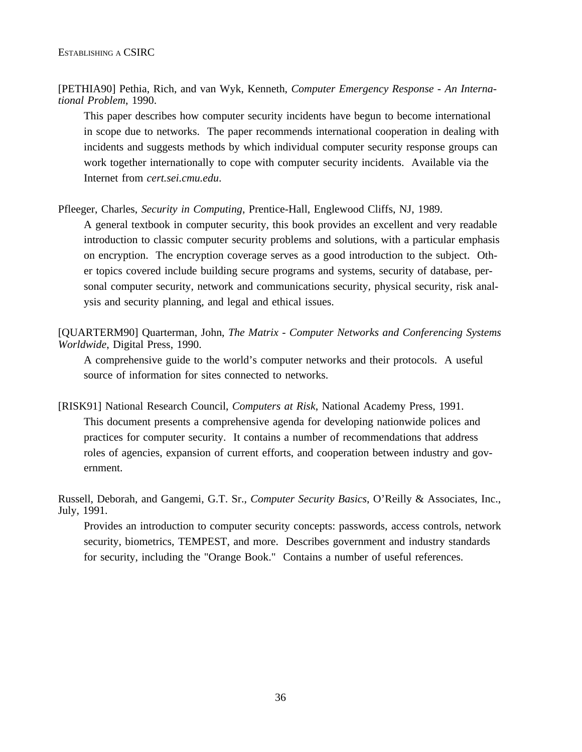[PETHIA90] Pethia, Rich, and van Wyk, Kenneth, *Computer Emergency Response - An International Problem*, 1990.

This paper describes how computer security incidents have begun to become international in scope due to networks. The paper recommends international cooperation in dealing with incidents and suggests methods by which individual computer security response groups can work together internationally to cope with computer security incidents. Available via the Internet from *cert.sei.cmu.edu*.

Pfleeger, Charles, *Security in Computing*, Prentice-Hall, Englewood Cliffs, NJ, 1989.

A general textbook in computer security, this book provides an excellent and very readable introduction to classic computer security problems and solutions, with a particular emphasis on encryption. The encryption coverage serves as a good introduction to the subject. Other topics covered include building secure programs and systems, security of database, personal computer security, network and communications security, physical security, risk analysis and security planning, and legal and ethical issues.

[QUARTERM90] Quarterman, John, *The Matrix - Computer Networks and Conferencing Systems Worldwide*, Digital Press, 1990.

A comprehensive guide to the world's computer networks and their protocols. A useful source of information for sites connected to networks.

[RISK91] National Research Council, *Computers at Risk*, National Academy Press, 1991.

This document presents a comprehensive agenda for developing nationwide polices and practices for computer security. It contains a number of recommendations that address roles of agencies, expansion of current efforts, and cooperation between industry and government.

Russell, Deborah, and Gangemi, G.T. Sr., *Computer Security Basics*, O'Reilly & Associates, Inc., July, 1991.

Provides an introduction to computer security concepts: passwords, access controls, network security, biometrics, TEMPEST, and more. Describes government and industry standards for security, including the "Orange Book." Contains a number of useful references.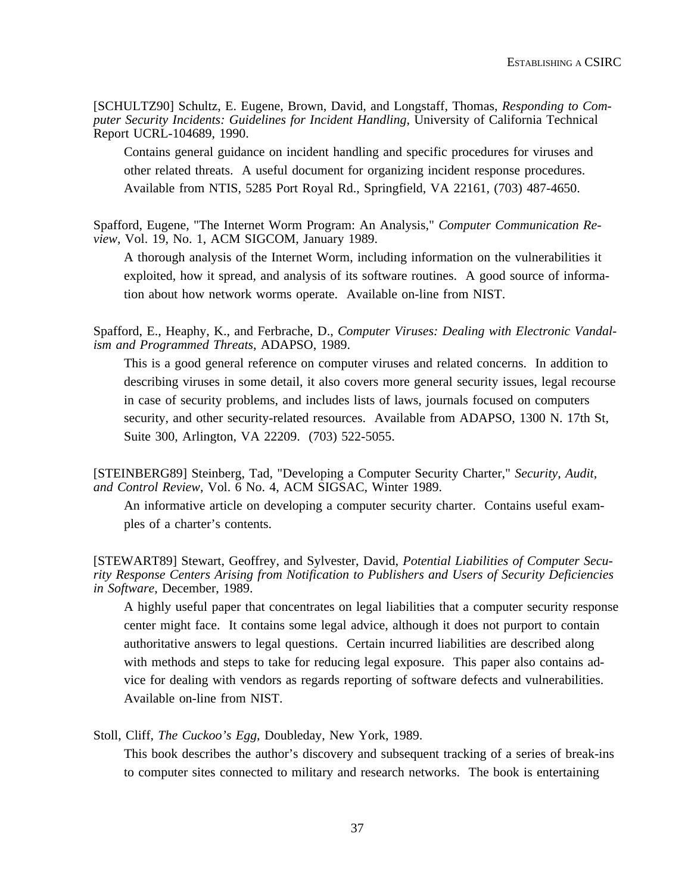[SCHULTZ90] Schultz, E. Eugene, Brown, David, and Longstaff, Thomas, *Responding to Computer Security Incidents: Guidelines for Incident Handling*, University of California Technical Report UCRL-104689, 1990.

Contains general guidance on incident handling and specific procedures for viruses and other related threats. A useful document for organizing incident response procedures. Available from NTIS, 5285 Port Royal Rd., Springfield, VA 22161, (703) 487-4650.

Spafford, Eugene, "The Internet Worm Program: An Analysis," *Computer Communication Review*, Vol. 19, No. 1, ACM SIGCOM, January 1989.

A thorough analysis of the Internet Worm, including information on the vulnerabilities it exploited, how it spread, and analysis of its software routines. A good source of information about how network worms operate. Available on-line from NIST.

Spafford, E., Heaphy, K., and Ferbrache, D., *Computer Viruses: Dealing with Electronic Vandalism and Programmed Threats*, ADAPSO, 1989.

This is a good general reference on computer viruses and related concerns. In addition to describing viruses in some detail, it also covers more general security issues, legal recourse in case of security problems, and includes lists of laws, journals focused on computers security, and other security-related resources. Available from ADAPSO, 1300 N. 17th St, Suite 300, Arlington, VA 22209. (703) 522-5055.

[STEINBERG89] Steinberg, Tad, "Developing a Computer Security Charter," *Security, Audit, and Control Review*, Vol. 6 No. 4, ACM SIGSAC, Winter 1989.

An informative article on developing a computer security charter. Contains useful examples of a charter's contents.

[STEWART89] Stewart, Geoffrey, and Sylvester, David, *Potential Liabilities of Computer Security Response Centers Arising from Notification to Publishers and Users of Security Deficiencies in Software*, December, 1989.

A highly useful paper that concentrates on legal liabilities that a computer security response center might face. It contains some legal advice, although it does not purport to contain authoritative answers to legal questions. Certain incurred liabilities are described along with methods and steps to take for reducing legal exposure. This paper also contains advice for dealing with vendors as regards reporting of software defects and vulnerabilities. Available on-line from NIST.

Stoll, Cliff, *The Cuckoo's Egg*, Doubleday, New York, 1989.

This book describes the author's discovery and subsequent tracking of a series of break-ins to computer sites connected to military and research networks. The book is entertaining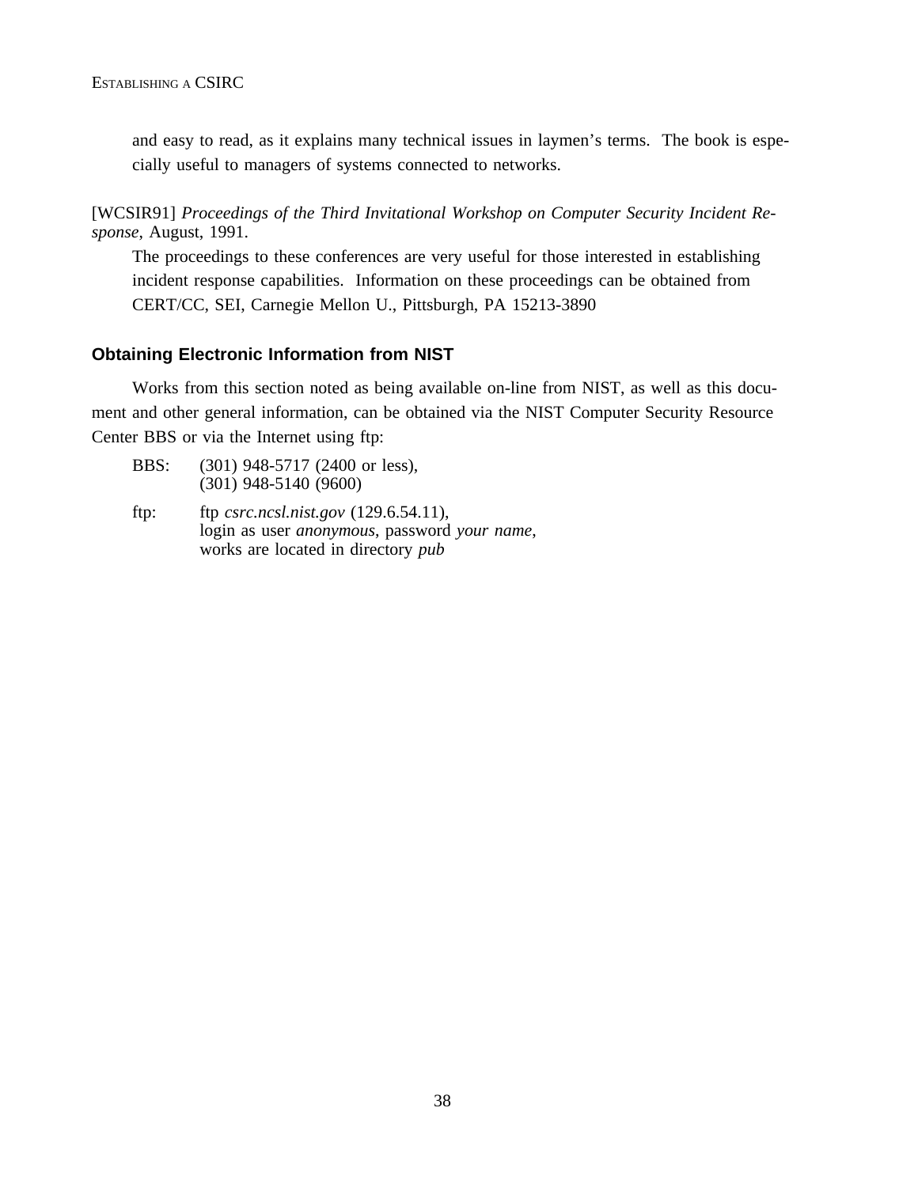and easy to read, as it explains many technical issues in laymen's terms. The book is especially useful to managers of systems connected to networks.

[WCSIR91] *Proceedings of the Third Invitational Workshop on Computer Security Incident Response*, August, 1991.

The proceedings to these conferences are very useful for those interested in establishing incident response capabilities. Information on these proceedings can be obtained from CERT/CC, SEI, Carnegie Mellon U., Pittsburgh, PA 15213-3890

### Obtaining Electronic Information from NIST

Works from this section noted as being available on-line from NIST, as well as this document and other general information, can be obtained via the NIST Computer Security Resource Center BBS or via the Internet using ftp:

BBS: (301) 948-5717 (2400 or less),
(301) 948-5140 (9600)

ftp: ftp *csrc.ncsl.nist.gov* (129.6.54.11),
login as user *anonymous*, password *your name*,
works are located in directory *pub*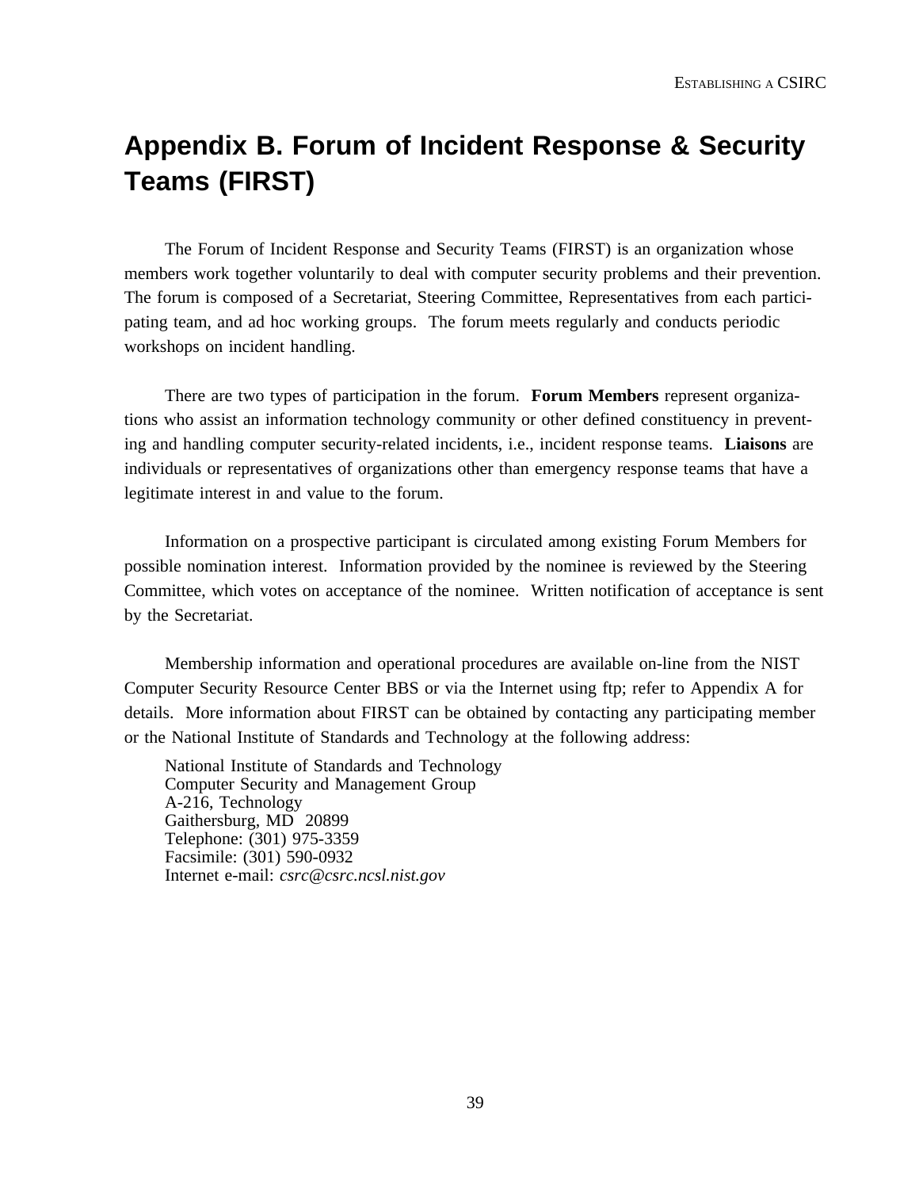# Appendix B. Forum of Incident Response & Security Teams (FIRST)

The Forum of Incident Response and Security Teams (FIRST) is an organization whose members work together voluntarily to deal with computer security problems and their prevention. The forum is composed of a Secretariat, Steering Committee, Representatives from each participating team, and ad hoc working groups. The forum meets regularly and conducts periodic workshops on incident handling.

There are two types of participation in the forum. **Forum Members** represent organizations who assist an information technology community or other defined constituency in preventing and handling computer security-related incidents, i.e., incident response teams. **Liaisons** are individuals or representatives of organizations other than emergency response teams that have a legitimate interest in and value to the forum.

Information on a prospective participant is circulated among existing Forum Members for possible nomination interest. Information provided by the nominee is reviewed by the Steering Committee, which votes on acceptance of the nominee. Written notification of acceptance is sent by the Secretariat.

Membership information and operational procedures are available on-line from the NIST Computer Security Resource Center BBS or via the Internet using ftp; refer to Appendix A for details. More information about FIRST can be obtained by contacting any participating member or the National Institute of Standards and Technology at the following address:

National Institute of Standards and Technology  
Computer Security and Management Group  
A-216, Technology  
Gaithersburg, MD 20899  
Telephone: (301) 975-3359  
Facsimile: (301) 590-0932  
Internet e-mail: *csrc@csrc.ncsl.nist.gov*